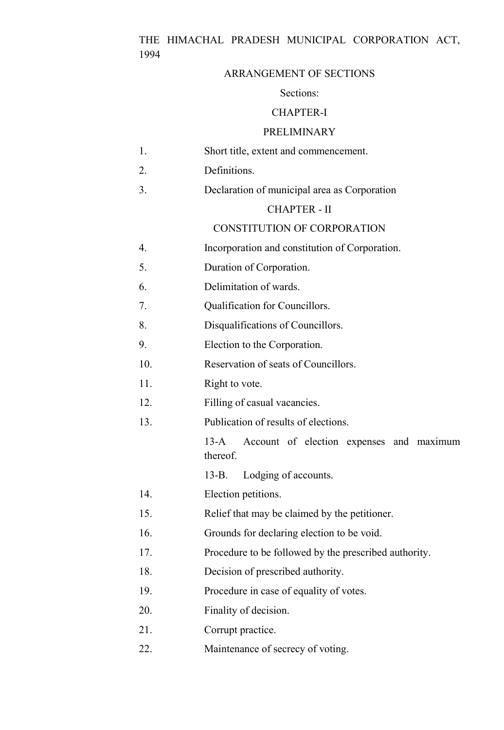# THE HIMACHAL PRADESH MUNICIPAL CORPORATION ACT, 1994

## ARRANGEMENT OF SECTIONS

Sections:

## CHAPTER-I

## PRELIMINARY

1. Short title, extent and commencement.
2. Definitions.
3. Declaration of municipal area as Corporation

## CHAPTER - II

## CONSTITUTION OF CORPORATION

4. Incorporation and constitution of Corporation.
5. Duration of Corporation.
6. Delimitation of wards.
7. Qualification for Councillors.
8. Disqualifications of Councillors.
9. Election to the Corporation.
10. Reservation of seats of Councillors.
11. Right to vote.
12. Filling of casual vacancies.
13. Publication of results of elections.

    13-A Account of election expenses and maximum thereof.

    13-B. Lodging of accounts.
14. Election petitions.
15. Relief that may be claimed by the petitioner.
16. Grounds for declaring election to be void.
17. Procedure to be followed by the prescribed authority.
18. Decision of prescribed authority.
19. Procedure in case of equality of votes.
20. Finality of decision.
21. Corrupt practice.
22. Maintenance of secrecy of voting.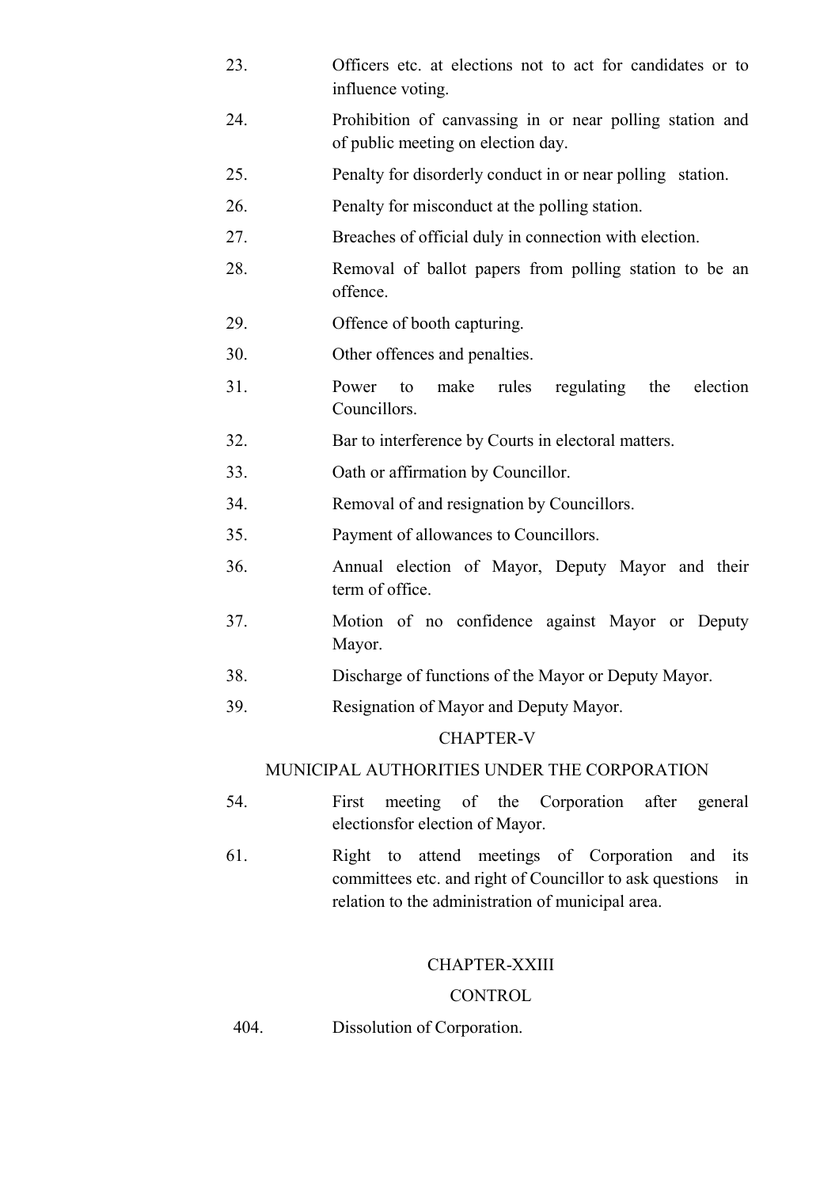23. Officers etc. at elections not to act for candidates or to influence voting.

24. Prohibition of canvassing in or near polling station and of public meeting on election day.

25. Penalty for disorderly conduct in or near polling station.

26. Penalty for misconduct at the polling station.

27. Breaches of official duly in connection with election.

28. Removal of ballot papers from polling station to be an offence.

29. Offence of booth capturing.

30. Other offences and penalties.

31. Power to make rules regulating the election Councillors.

32. Bar to interference by Courts in electoral matters.

33. Oath or affirmation by Councillor.

34. Removal of and resignation by Councillors.

35. Payment of allowances to Councillors.

36. Annual election of Mayor, Deputy Mayor and their term of office.

37. Motion of no confidence against Mayor or Deputy Mayor.

38. Discharge of functions of the Mayor or Deputy Mayor.

39. Resignation of Mayor and Deputy Mayor.

## CHAPTER-V

## MUNICIPAL AUTHORITIES UNDER THE CORPORATION

54. First meeting of the Corporation after general electionsfor election of Mayor.

61. Right to attend meetings of Corporation and its committees etc. and right of Councillor to ask questions in relation to the administration of municipal area.

## CHAPTER-XXIII

## CONTROL

404. Dissolution of Corporation.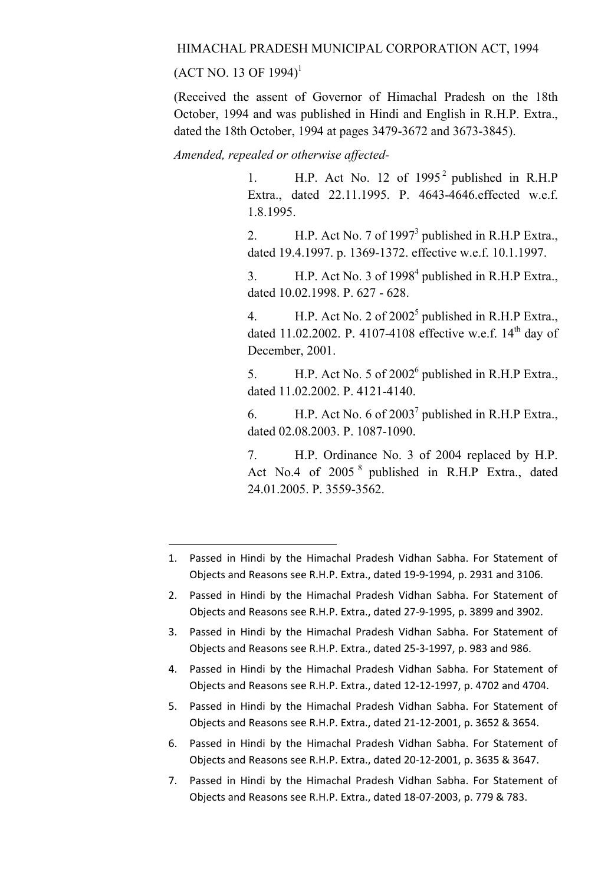# HIMACHAL PRADESH MUNICIPAL CORPORATION ACT, 1994

## (ACT NO. 13 OF 1994)[1]

(Received the assent of Governor of Himachal Pradesh on the 18th October, 1994 and was published in Hindi and English in R.H.P. Extra., dated the 18th October, 1994 at pages 3479-3672 and 3673-3845).

*Amended, repealed or otherwise affected-*

1. H.P. Act No. 12 of 1995[2] published in R.H.P Extra., dated 22.11.1995. P. 4643-4646.effected w.e.f. 1.8.1995.

2. H.P. Act No. 7 of 1997[3] published in R.H.P Extra., dated 19.4.1997. p. 1369-1372. effective w.e.f. 10.1.1997.

3. H.P. Act No. 3 of 1998[4] published in R.H.P Extra., dated 10.02.1998. P. 627 - 628.

4. H.P. Act No. 2 of 2002[5] published in R.H.P Extra., dated 11.02.2002. P. 4107-4108 effective w.e.f. 14th day of December, 2001.

5. H.P. Act No. 5 of 2002[6] published in R.H.P Extra., dated 11.02.2002. P. 4121-4140.

6. H.P. Act No. 6 of 2003[7] published in R.H.P Extra., dated 02.08.2003. P. 1087-1090.

7. H.P. Ordinance No. 3 of 2004 replaced by H.P. Act No.4 of 2005[8] published in R.H.P Extra., dated 24.01.2005. P. 3559-3562.

---

1. Passed in Hindi by the Himachal Pradesh Vidhan Sabha. For Statement of Objects and Reasons see R.H.P. Extra., dated 19-9-1994, p. 2931 and 3106.
2. Passed in Hindi by the Himachal Pradesh Vidhan Sabha. For Statement of Objects and Reasons see R.H.P. Extra., dated 27-9-1995, p. 3899 and 3902.
3. Passed in Hindi by the Himachal Pradesh Vidhan Sabha. For Statement of Objects and Reasons see R.H.P. Extra., dated 25-3-1997, p. 983 and 986.
4. Passed in Hindi by the Himachal Pradesh Vidhan Sabha. For Statement of Objects and Reasons see R.H.P. Extra., dated 12-12-1997, p. 4702 and 4704.
5. Passed in Hindi by the Himachal Pradesh Vidhan Sabha. For Statement of Objects and Reasons see R.H.P. Extra., dated 21-12-2001, p. 3652 & 3654.
6. Passed in Hindi by the Himachal Pradesh Vidhan Sabha. For Statement of Objects and Reasons see R.H.P. Extra., dated 20-12-2001, p. 3635 & 3647.
7. Passed in Hindi by the Himachal Pradesh Vidhan Sabha. For Statement of Objects and Reasons see R.H.P. Extra., dated 18-07-2003, p. 779 & 783.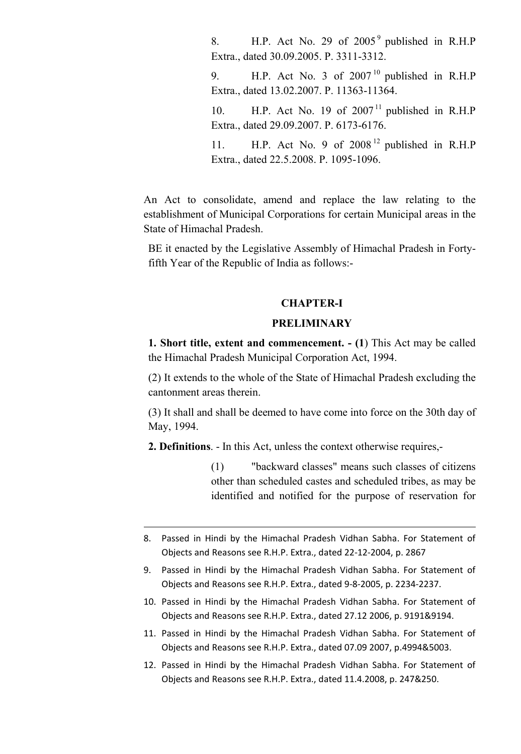8. H.P. Act No. 29 of 2005 [9] published in R.H.P Extra., dated 30.09.2005. P. 3311-3312.

9. H.P. Act No. 3 of 2007 [10] published in R.H.P Extra., dated 13.02.2007. P. 11363-11364.

10. H.P. Act No. 19 of 2007 [11] published in R.H.P Extra., dated 29.09.2007. P. 6173-6176.

11. H.P. Act No. 9 of 2008 [12] published in R.H.P Extra., dated 22.5.2008. P. 1095-1096.

An Act to consolidate, amend and replace the law relating to the establishment of Municipal Corporations for certain Municipal areas in the State of Himachal Pradesh.

BE it enacted by the Legislative Assembly of Himachal Pradesh in Forty-fifth Year of the Republic of India as follows:-

## CHAPTER-I

## PRELIMINARY

**1. Short title, extent and commencement. - (1**) This Act may be called the Himachal Pradesh Municipal Corporation Act, 1994.

(2) It extends to the whole of the State of Himachal Pradesh excluding the cantonment areas therein.

(3) It shall and shall be deemed to have come into force on the 30th day of May, 1994.

**2. Definitions**. - In this Act, unless the context otherwise requires,-

(1) "backward classes" means such classes of citizens other than scheduled castes and scheduled tribes, as may be identified and notified for the purpose of reservation for

---

8. Passed in Hindi by the Himachal Pradesh Vidhan Sabha. For Statement of Objects and Reasons see R.H.P. Extra., dated 22-12-2004, p. 2867

9. Passed in Hindi by the Himachal Pradesh Vidhan Sabha. For Statement of Objects and Reasons see R.H.P. Extra., dated 9-8-2005, p. 2234-2237.

10. Passed in Hindi by the Himachal Pradesh Vidhan Sabha. For Statement of Objects and Reasons see R.H.P. Extra., dated 27.12 2006, p. 9191&9194.

11. Passed in Hindi by the Himachal Pradesh Vidhan Sabha. For Statement of Objects and Reasons see R.H.P. Extra., dated 07.09 2007, p.4994&5003.

12. Passed in Hindi by the Himachal Pradesh Vidhan Sabha. For Statement of Objects and Reasons see R.H.P. Extra., dated 11.4.2008, p. 247&250.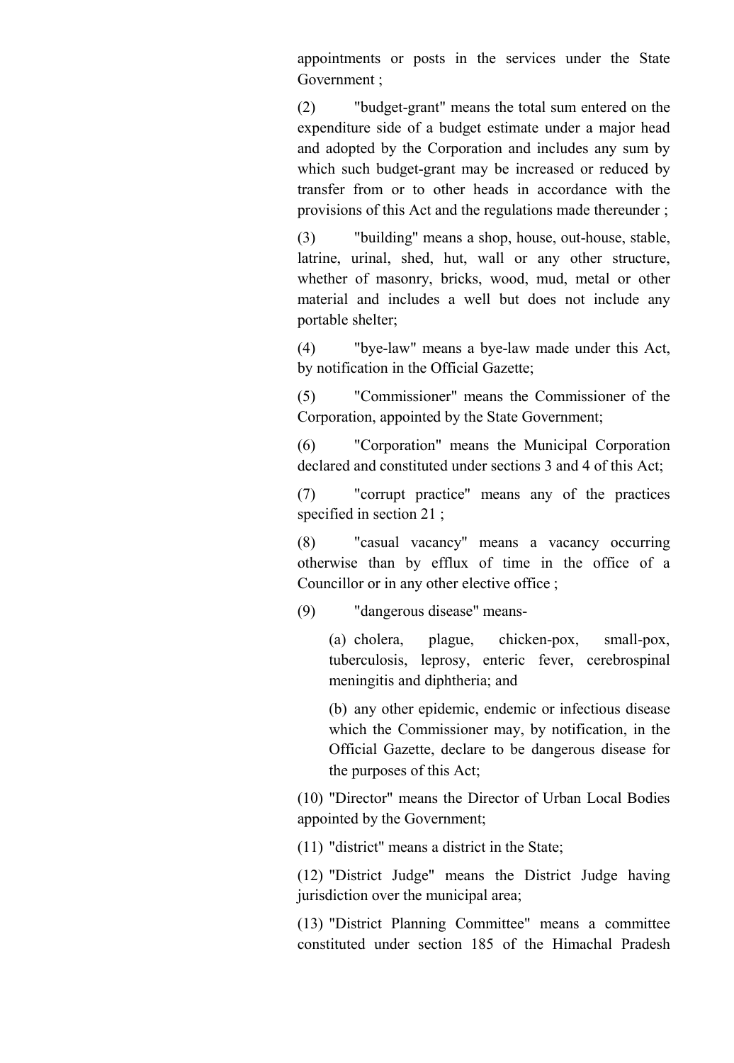appointments or posts in the services under the State Government ;

(2) "budget-grant" means the total sum entered on the expenditure side of a budget estimate under a major head and adopted by the Corporation and includes any sum by which such budget-grant may be increased or reduced by transfer from or to other heads in accordance with the provisions of this Act and the regulations made thereunder ;

(3) "building" means a shop, house, out-house, stable, latrine, urinal, shed, hut, wall or any other structure, whether of masonry, bricks, wood, mud, metal or other material and includes a well but does not include any portable shelter;

(4) "bye-law" means a bye-law made under this Act, by notification in the Official Gazette;

(5) "Commissioner" means the Commissioner of the Corporation, appointed by the State Government;

(6) "Corporation" means the Municipal Corporation declared and constituted under sections 3 and 4 of this Act;

(7) "corrupt practice" means any of the practices specified in section 21 ;

(8) "casual vacancy" means a vacancy occurring otherwise than by efflux of time in the office of a Councillor or in any other elective office ;

(9) "dangerous disease" means-

(a) cholera, plague, chicken-pox, small-pox, tuberculosis, leprosy, enteric fever, cerebrospinal meningitis and diphtheria; and

(b) any other epidemic, endemic or infectious disease which the Commissioner may, by notification, in the Official Gazette, declare to be dangerous disease for the purposes of this Act;

(10) "Director" means the Director of Urban Local Bodies appointed by the Government;

(11) "district" means a district in the State;

(12) "District Judge" means the District Judge having jurisdiction over the municipal area;

(13) "District Planning Committee" means a committee constituted under section 185 of the Himachal Pradesh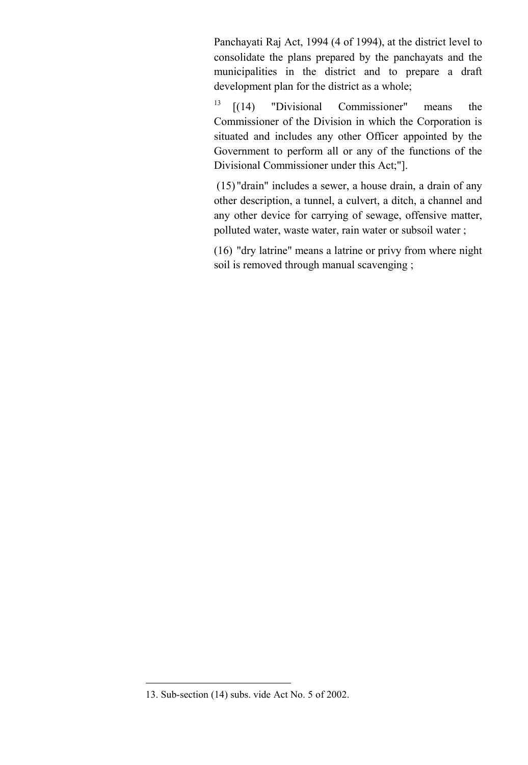Panchayati Raj Act, 1994 (4 of 1994), at the district level to consolidate the plans prepared by the panchayats and the municipalities in the district and to prepare a draft development plan for the district as a whole;

[13] [(14) "Divisional Commissioner" means the Commissioner of the Division in which the Corporation is situated and includes any other Officer appointed by the Government to perform all or any of the functions of the Divisional Commissioner under this Act;"].

(15) "drain" includes a sewer, a house drain, a drain of any other description, a tunnel, a culvert, a ditch, a channel and any other device for carrying of sewage, offensive matter, polluted water, waste water, rain water or subsoil water ;

(16) "dry latrine" means a latrine or privy from where night soil is removed through manual scavenging ;

---

13. Sub-section (14) subs. vide Act No. 5 of 2002.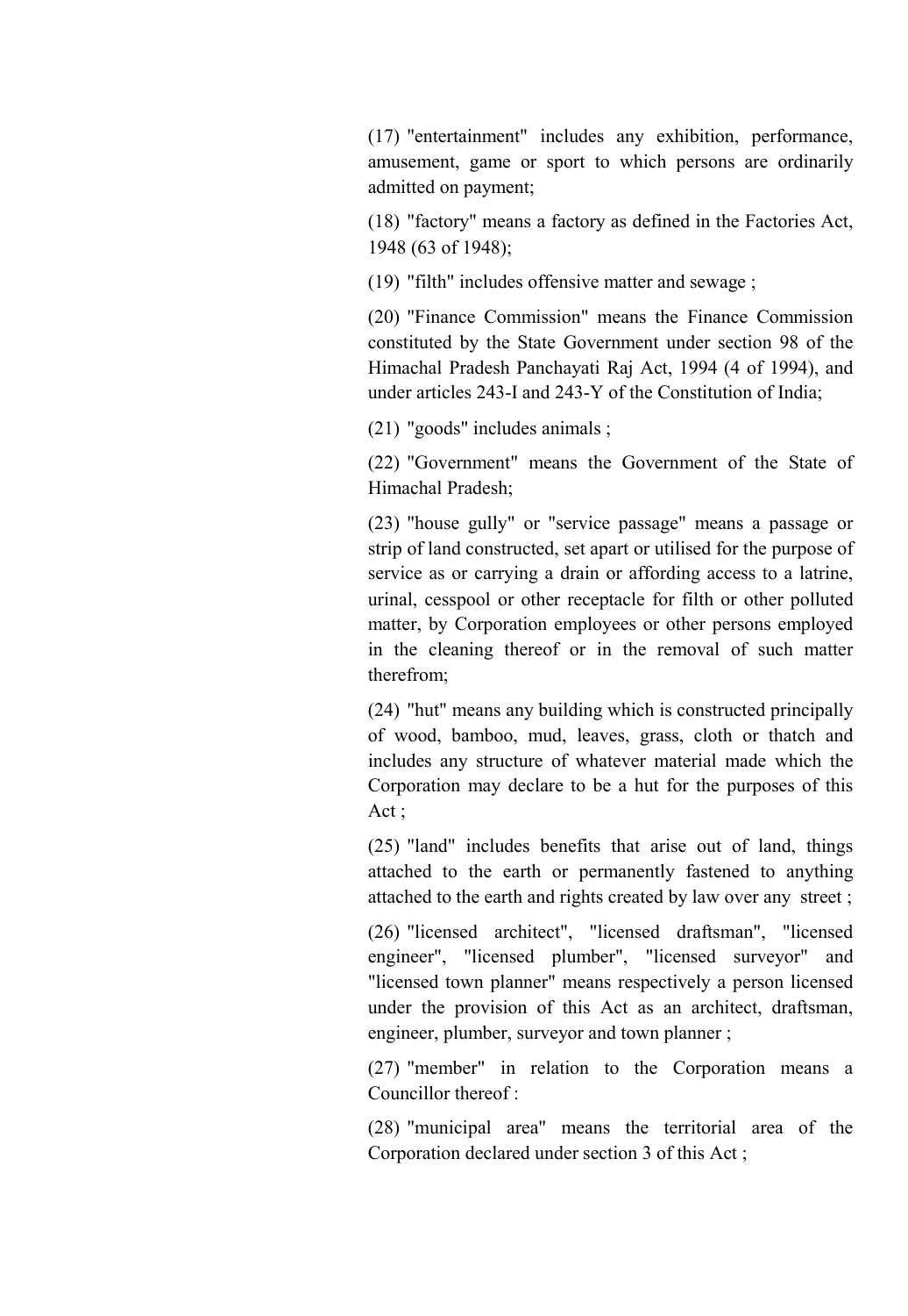(17) "entertainment" includes any exhibition, performance, amusement, game or sport to which persons are ordinarily admitted on payment;

(18) "factory" means a factory as defined in the Factories Act, 1948 (63 of 1948);

(19) "filth" includes offensive matter and sewage ;

(20) "Finance Commission" means the Finance Commission constituted by the State Government under section 98 of the Himachal Pradesh Panchayati Raj Act, 1994 (4 of 1994), and under articles 243-I and 243-Y of the Constitution of India;

(21) "goods" includes animals ;

(22) "Government" means the Government of the State of Himachal Pradesh;

(23) "house gully" or "service passage" means a passage or strip of land constructed, set apart or utilised for the purpose of service as or carrying a drain or affording access to a latrine, urinal, cesspool or other receptacle for filth or other polluted matter, by Corporation employees or other persons employed in the cleaning thereof or in the removal of such matter therefrom;

(24) "hut" means any building which is constructed principally of wood, bamboo, mud, leaves, grass, cloth or thatch and includes any structure of whatever material made which the Corporation may declare to be a hut for the purposes of this Act ;

(25) "land" includes benefits that arise out of land, things attached to the earth or permanently fastened to anything attached to the earth and rights created by law over any street ;

(26) "licensed architect", "licensed draftsman", "licensed engineer", "licensed plumber", "licensed surveyor" and "licensed town planner" means respectively a person licensed under the provision of this Act as an architect, draftsman, engineer, plumber, surveyor and town planner ;

(27) "member" in relation to the Corporation means a Councillor thereof :

(28) "municipal area" means the territorial area of the Corporation declared under section 3 of this Act ;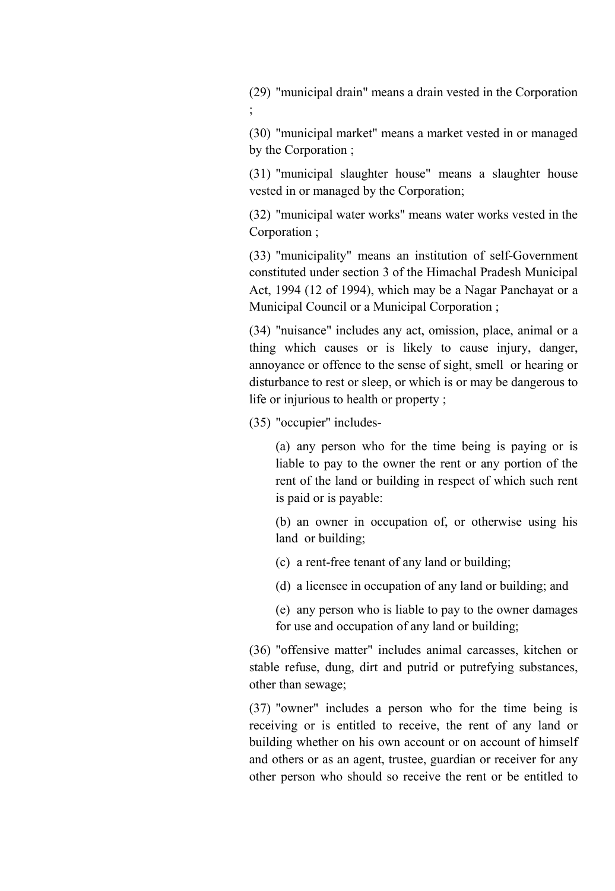(29) "municipal drain" means a drain vested in the Corporation ;

(30) "municipal market" means a market vested in or managed by the Corporation ;

(31) "municipal slaughter house" means a slaughter house vested in or managed by the Corporation;

(32) "municipal water works" means water works vested in the Corporation ;

(33) "municipality" means an institution of self-Government constituted under section 3 of the Himachal Pradesh Municipal Act, 1994 (12 of 1994), which may be a Nagar Panchayat or a Municipal Council or a Municipal Corporation ;

(34) "nuisance" includes any act, omission, place, animal or a thing which causes or is likely to cause injury, danger, annoyance or offence to the sense of sight, smell or hearing or disturbance to rest or sleep, or which is or may be dangerous to life or injurious to health or property ;

(35) "occupier" includes-

(a) any person who for the time being is paying or is liable to pay to the owner the rent or any portion of the rent of the land or building in respect of which such rent is paid or is payable:

(b) an owner in occupation of, or otherwise using his land or building;

(c) a rent-free tenant of any land or building;

(d) a licensee in occupation of any land or building; and

(e) any person who is liable to pay to the owner damages for use and occupation of any land or building;

(36) "offensive matter" includes animal carcasses, kitchen or stable refuse, dung, dirt and putrid or putrefying substances, other than sewage;

(37) "owner" includes a person who for the time being is receiving or is entitled to receive, the rent of any land or building whether on his own account or on account of himself and others or as an agent, trustee, guardian or receiver for any other person who should so receive the rent or be entitled to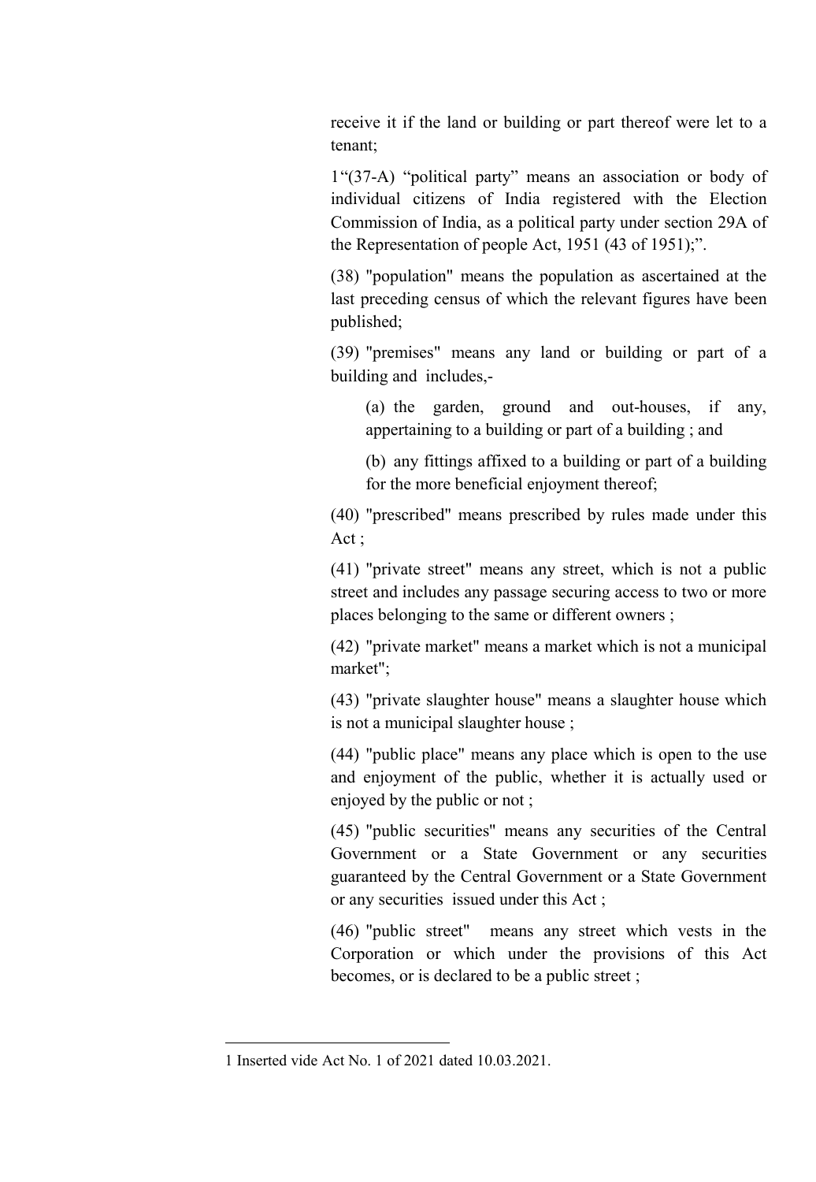receive it if the land or building or part thereof were let to a tenant;

[1]"(37-A) "political party" means an association or body of individual citizens of India registered with the Election Commission of India, as a political party under section 29A of the Representation of people Act, 1951 (43 of 1951);".

(38) "population" means the population as ascertained at the last preceding census of which the relevant figures have been published;

(39) "premises" means any land or building or part of a building and includes,-

(a) the garden, ground and out-houses, if any, appertaining to a building or part of a building ; and

(b) any fittings affixed to a building or part of a building for the more beneficial enjoyment thereof;

(40) "prescribed" means prescribed by rules made under this Act ;

(41) "private street" means any street, which is not a public street and includes any passage securing access to two or more places belonging to the same or different owners ;

(42) "private market" means a market which is not a municipal market";

(43) "private slaughter house" means a slaughter house which is not a municipal slaughter house ;

(44) "public place" means any place which is open to the use and enjoyment of the public, whether it is actually used or enjoyed by the public or not ;

(45) "public securities" means any securities of the Central Government or a State Government or any securities guaranteed by the Central Government or a State Government or any securities issued under this Act ;

(46) "public street" means any street which vests in the Corporation or which under the provisions of this Act becomes, or is declared to be a public street ;

---

1 Inserted vide Act No. 1 of 2021 dated 10.03.2021.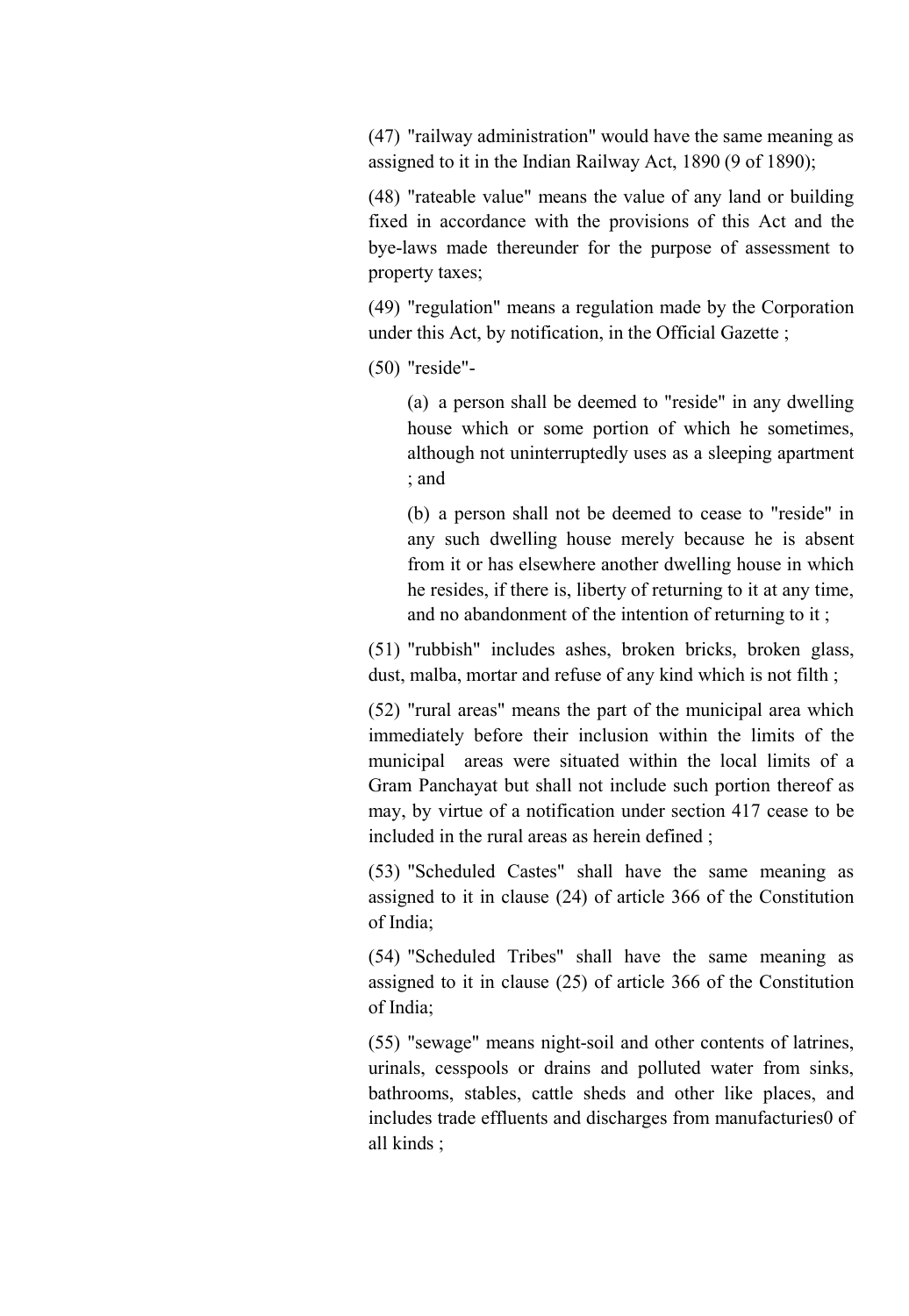(47) "railway administration" would have the same meaning as assigned to it in the Indian Railway Act, 1890 (9 of 1890);

(48) "rateable value" means the value of any land or building fixed in accordance with the provisions of this Act and the bye-laws made thereunder for the purpose of assessment to property taxes;

(49) "regulation" means a regulation made by the Corporation under this Act, by notification, in the Official Gazette ;

(50) "reside"-

> (a) a person shall be deemed to "reside" in any dwelling house which or some portion of which he sometimes, although not uninterruptedly uses as a sleeping apartment ; and
>
> (b) a person shall not be deemed to cease to "reside" in any such dwelling house merely because he is absent from it or has elsewhere another dwelling house in which he resides, if there is, liberty of returning to it at any time, and no abandonment of the intention of returning to it ;

(51) "rubbish" includes ashes, broken bricks, broken glass, dust, malba, mortar and refuse of any kind which is not filth ;

(52) "rural areas" means the part of the municipal area which immediately before their inclusion within the limits of the municipal areas were situated within the local limits of a Gram Panchayat but shall not include such portion thereof as may, by virtue of a notification under section 417 cease to be included in the rural areas as herein defined ;

(53) "Scheduled Castes" shall have the same meaning as assigned to it in clause (24) of article 366 of the Constitution of India;

(54) "Scheduled Tribes" shall have the same meaning as assigned to it in clause (25) of article 366 of the Constitution of India;

(55) "sewage" means night-soil and other contents of latrines, urinals, cesspools or drains and polluted water from sinks, bathrooms, stables, cattle sheds and other like places, and includes trade effluents and discharges from manufacturies0 of all kinds ;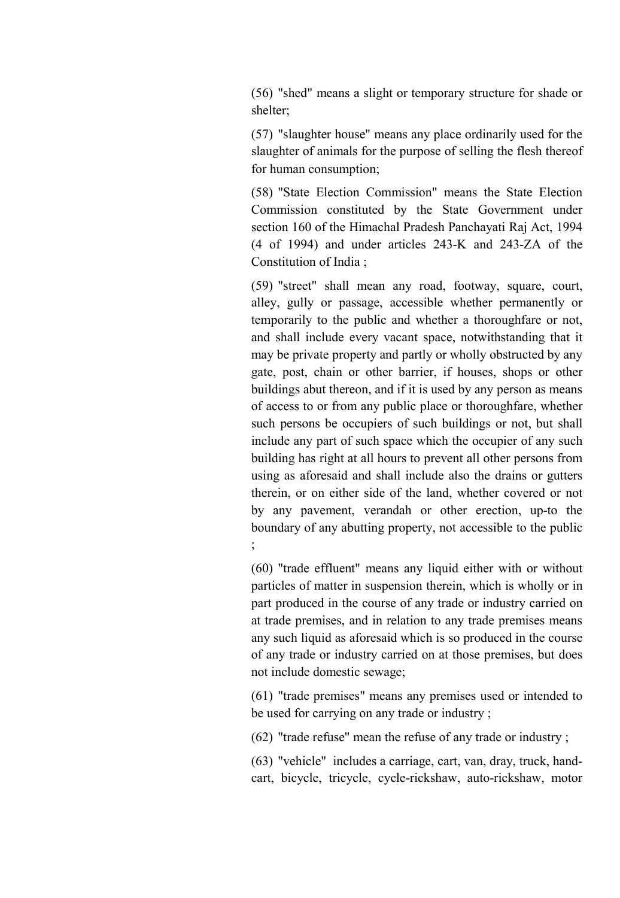(56) "shed" means a slight or temporary structure for shade or shelter;

(57) "slaughter house" means any place ordinarily used for the slaughter of animals for the purpose of selling the flesh thereof for human consumption;

(58) "State Election Commission" means the State Election Commission constituted by the State Government under section 160 of the Himachal Pradesh Panchayati Raj Act, 1994 (4 of 1994) and under articles 243-K and 243-ZA of the Constitution of India ;

(59) "street" shall mean any road, footway, square, court, alley, gully or passage, accessible whether permanently or temporarily to the public and whether a thoroughfare or not, and shall include every vacant space, notwithstanding that it may be private property and partly or wholly obstructed by any gate, post, chain or other barrier, if houses, shops or other buildings abut thereon, and if it is used by any person as means of access to or from any public place or thoroughfare, whether such persons be occupiers of such buildings or not, but shall include any part of such space which the occupier of any such building has right at all hours to prevent all other persons from using as aforesaid and shall include also the drains or gutters therein, or on either side of the land, whether covered or not by any pavement, verandah or other erection, up-to the boundary of any abutting property, not accessible to the public ;

(60) "trade effluent" means any liquid either with or without particles of matter in suspension therein, which is wholly or in part produced in the course of any trade or industry carried on at trade premises, and in relation to any trade premises means any such liquid as aforesaid which is so produced in the course of any trade or industry carried on at those premises, but does not include domestic sewage;

(61) "trade premises" means any premises used or intended to be used for carrying on any trade or industry ;

(62) "trade refuse" mean the refuse of any trade or industry ;

(63) "vehicle" includes a carriage, cart, van, dray, truck, hand-cart, bicycle, tricycle, cycle-rickshaw, auto-rickshaw, motor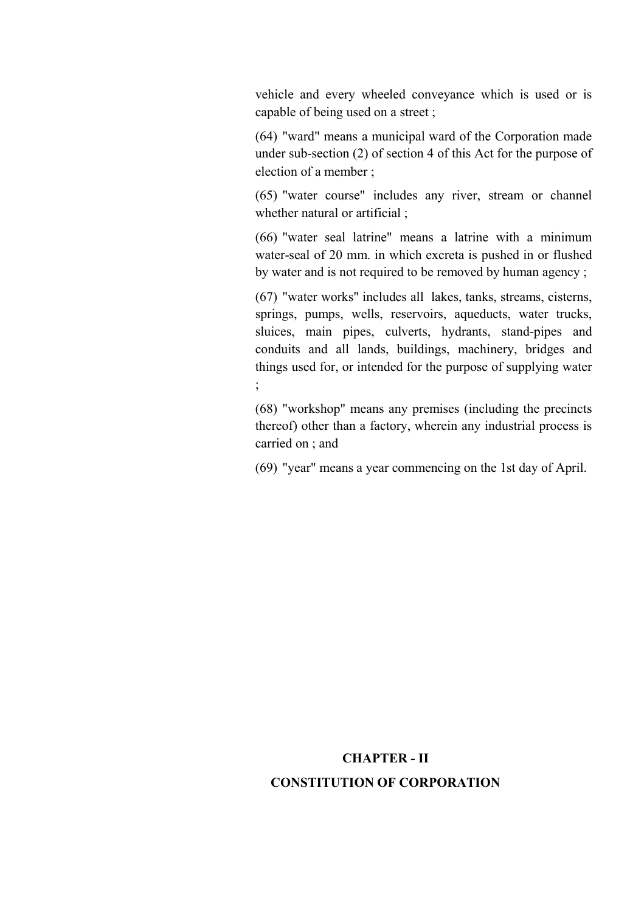vehicle and every wheeled conveyance which is used or is capable of being used on a street ;

(64) "ward" means a municipal ward of the Corporation made under sub-section (2) of section 4 of this Act for the purpose of election of a member ;

(65) "water course" includes any river, stream or channel whether natural or artificial ;

(66) "water seal latrine" means a latrine with a minimum water-seal of 20 mm. in which excreta is pushed in or flushed by water and is not required to be removed by human agency ;

(67) "water works" includes all lakes, tanks, streams, cisterns, springs, pumps, wells, reservoirs, aqueducts, water trucks, sluices, main pipes, culverts, hydrants, stand-pipes and conduits and all lands, buildings, machinery, bridges and things used for, or intended for the purpose of supplying water ;

(68) "workshop" means any premises (including the precincts thereof) other than a factory, wherein any industrial process is carried on ; and

(69) "year" means a year commencing on the 1st day of April.

## CHAPTER - II

## CONSTITUTION OF CORPORATION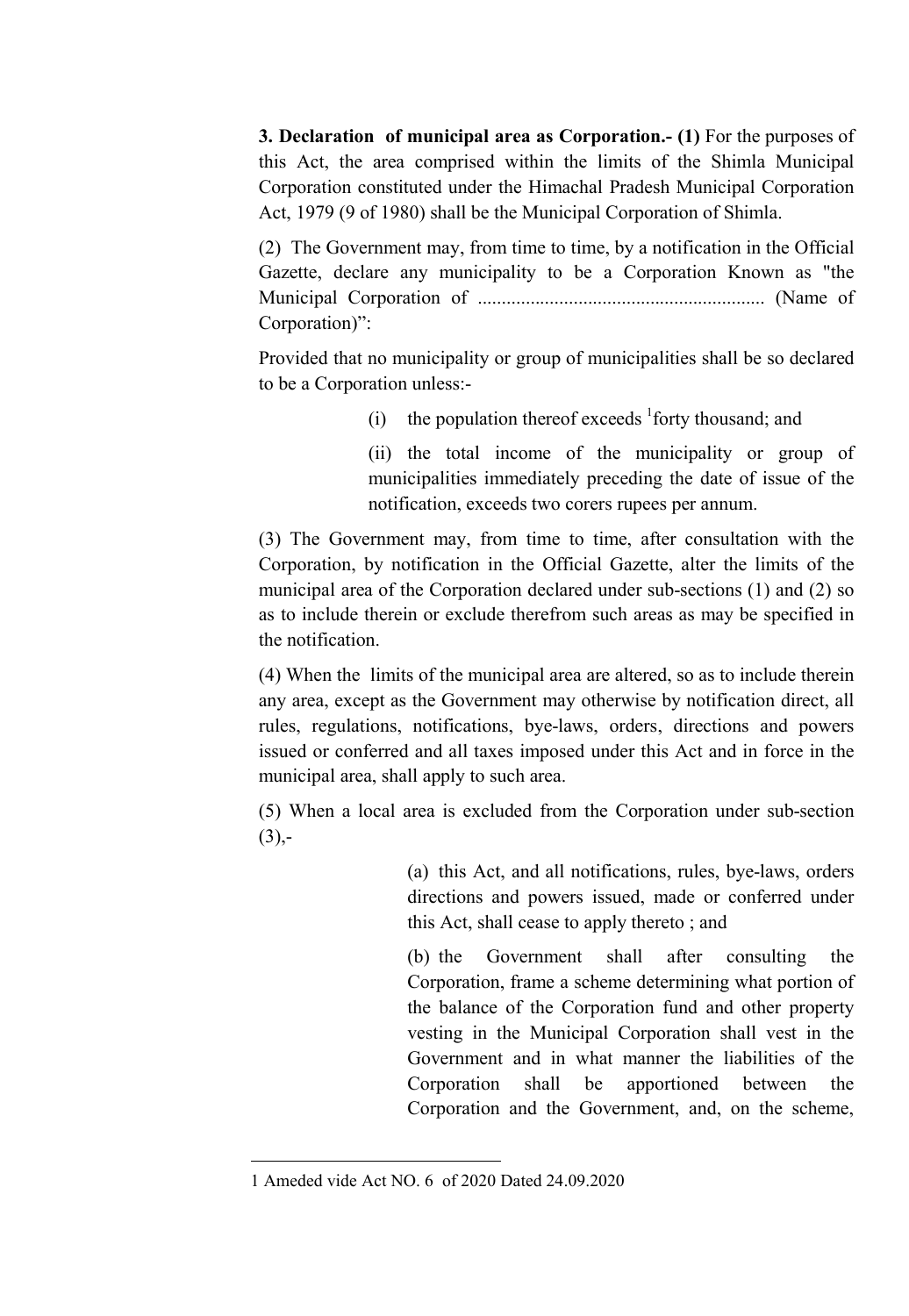**3. Declaration of municipal area as Corporation.- (1)** For the purposes of this Act, the area comprised within the limits of the Shimla Municipal Corporation constituted under the Himachal Pradesh Municipal Corporation Act, 1979 (9 of 1980) shall be the Municipal Corporation of Shimla.

(2) The Government may, from time to time, by a notification in the Official Gazette, declare any municipality to be a Corporation Known as "the Municipal Corporation of ........................................................... (Name of Corporation)":

Provided that no municipality or group of municipalities shall be so declared to be a Corporation unless:-

(i) the population thereof exceeds [1]forty thousand; and

(ii) the total income of the municipality or group of municipalities immediately preceding the date of issue of the notification, exceeds two corers rupees per annum.

(3) The Government may, from time to time, after consultation with the Corporation, by notification in the Official Gazette, alter the limits of the municipal area of the Corporation declared under sub-sections (1) and (2) so as to include therein or exclude therefrom such areas as may be specified in the notification.

(4) When the limits of the municipal area are altered, so as to include therein any area, except as the Government may otherwise by notification direct, all rules, regulations, notifications, bye-laws, orders, directions and powers issued or conferred and all taxes imposed under this Act and in force in the municipal area, shall apply to such area.

(5) When a local area is excluded from the Corporation under sub-section (3),-

(a) this Act, and all notifications, rules, bye-laws, orders directions and powers issued, made or conferred under this Act, shall cease to apply thereto ; and

(b) the Government shall after consulting the Corporation, frame a scheme determining what portion of the balance of the Corporation fund and other property vesting in the Municipal Corporation shall vest in the Government and in what manner the liabilities of the Corporation shall be apportioned between the Corporation and the Government, and, on the scheme,

---

1 Ameded vide Act NO. 6 of 2020 Dated 24.09.2020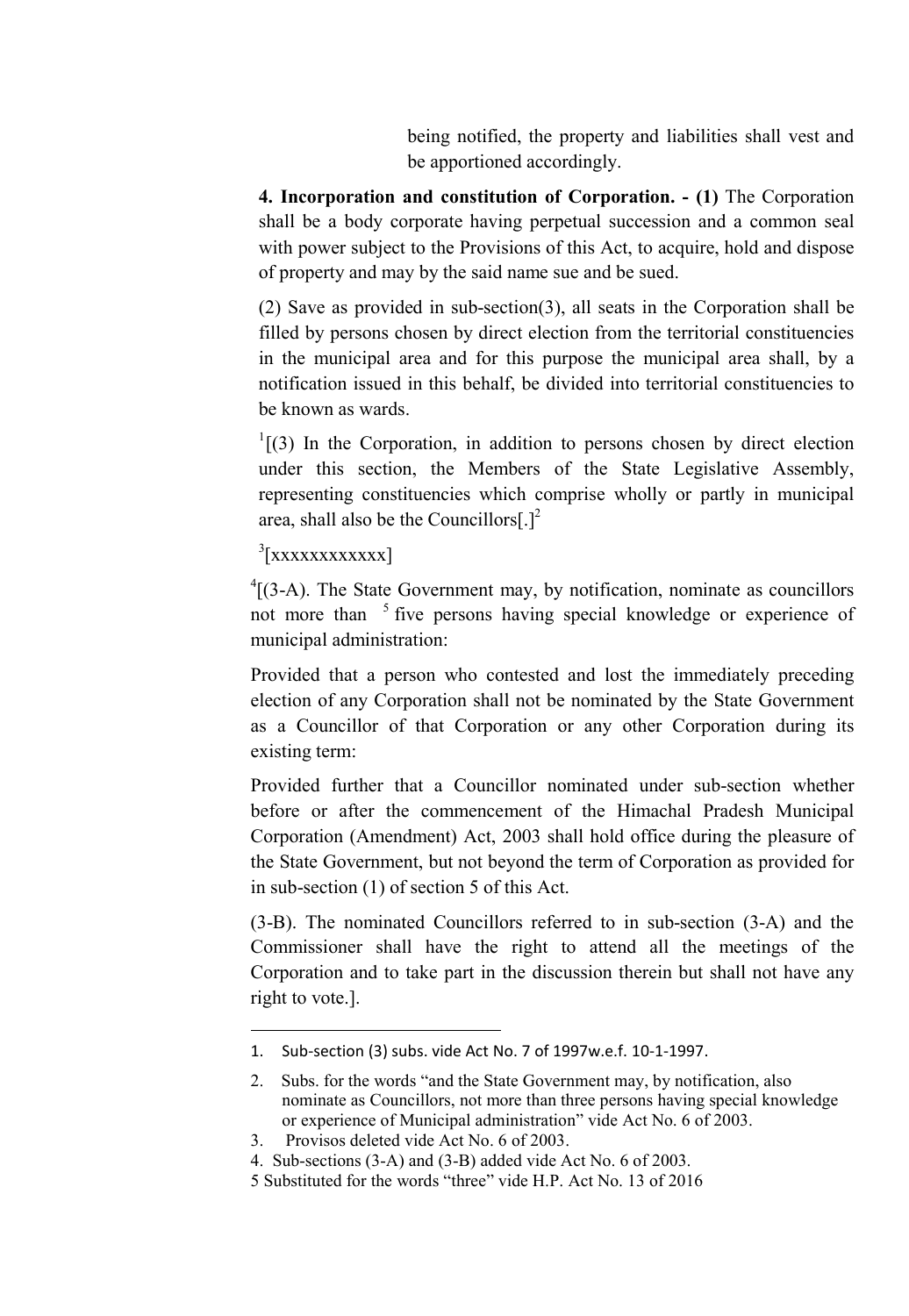being notified, the property and liabilities shall vest and be apportioned accordingly.

**4. Incorporation and constitution of Corporation. - (1)** The Corporation shall be a body corporate having perpetual succession and a common seal with power subject to the Provisions of this Act, to acquire, hold and dispose of property and may by the said name sue and be sued.

(2) Save as provided in sub-section(3), all seats in the Corporation shall be filled by persons chosen by direct election from the territorial constituencies in the municipal area and for this purpose the municipal area shall, by a notification issued in this behalf, be divided into territorial constituencies to be known as wards.

[1][(3) In the Corporation, in addition to persons chosen by direct election under this section, the Members of the State Legislative Assembly, representing constituencies which comprise wholly or partly in municipal area, shall also be the Councillors[.][2]

[3][xxxxxxxxxxxx]

[4][(3-A). The State Government may, by notification, nominate as councillors not more than [5] five persons having special knowledge or experience of municipal administration:

Provided that a person who contested and lost the immediately preceding election of any Corporation shall not be nominated by the State Government as a Councillor of that Corporation or any other Corporation during its existing term:

Provided further that a Councillor nominated under sub-section whether before or after the commencement of the Himachal Pradesh Municipal Corporation (Amendment) Act, 2003 shall hold office during the pleasure of the State Government, but not beyond the term of Corporation as provided for in sub-section (1) of section 5 of this Act.

(3-B). The nominated Councillors referred to in sub-section (3-A) and the Commissioner shall have the right to attend all the meetings of the Corporation and to take part in the discussion therein but shall not have any right to vote.].

---

1. Sub-section (3) subs. vide Act No. 7 of 1997w.e.f. 10-1-1997.
2. Subs. for the words "and the State Government may, by notification, also nominate as Councillors, not more than three persons having special knowledge or experience of Municipal administration" vide Act No. 6 of 2003.
3. Provisos deleted vide Act No. 6 of 2003.
4. Sub-sections (3-A) and (3-B) added vide Act No. 6 of 2003.
5. Substituted for the words "three" vide H.P. Act No. 13 of 2016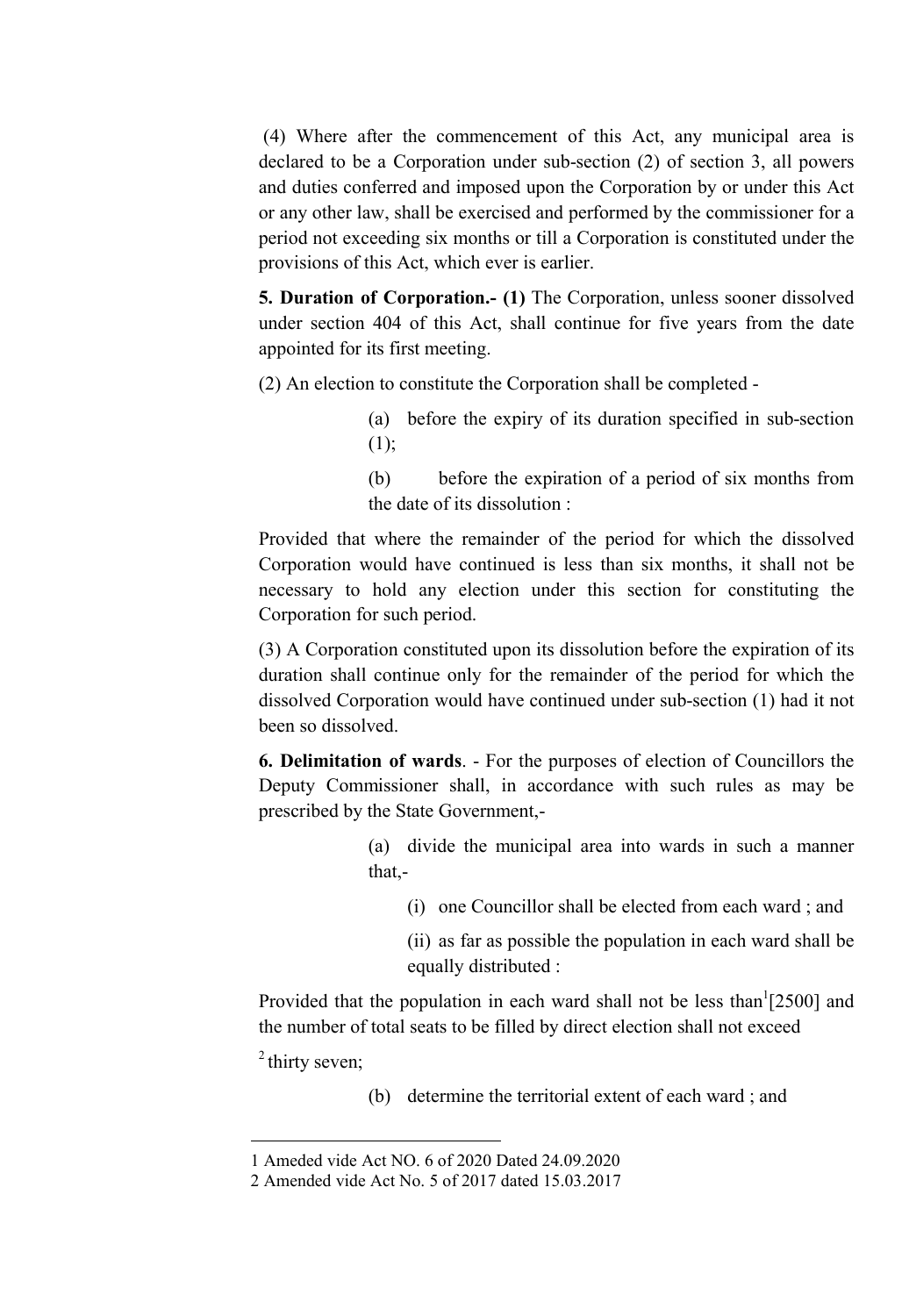(4) Where after the commencement of this Act, any municipal area is declared to be a Corporation under sub-section (2) of section 3, all powers and duties conferred and imposed upon the Corporation by or under this Act or any other law, shall be exercised and performed by the commissioner for a period not exceeding six months or till a Corporation is constituted under the provisions of this Act, which ever is earlier.

**5. Duration of Corporation.- (1)** The Corporation, unless sooner dissolved under section 404 of this Act, shall continue for five years from the date appointed for its first meeting.

(2) An election to constitute the Corporation shall be completed -

(a) before the expiry of its duration specified in sub-section (1);

(b) before the expiration of a period of six months from the date of its dissolution :

Provided that where the remainder of the period for which the dissolved Corporation would have continued is less than six months, it shall not be necessary to hold any election under this section for constituting the Corporation for such period.

(3) A Corporation constituted upon its dissolution before the expiration of its duration shall continue only for the remainder of the period for which the dissolved Corporation would have continued under sub-section (1) had it not been so dissolved.

**6. Delimitation of wards**. - For the purposes of election of Councillors the Deputy Commissioner shall, in accordance with such rules as may be prescribed by the State Government,-

(a) divide the municipal area into wards in such a manner that,-

(i) one Councillor shall be elected from each ward ; and

(ii) as far as possible the population in each ward shall be equally distributed :

Provided that the population in each ward shall not be less than[1][2500] and the number of total seats to be filled by direct election shall not exceed [2] thirty seven;

(b) determine the territorial extent of each ward ; and

---

1 Ameded vide Act NO. 6 of 2020 Dated 24.09.2020

2 Amended vide Act No. 5 of 2017 dated 15.03.2017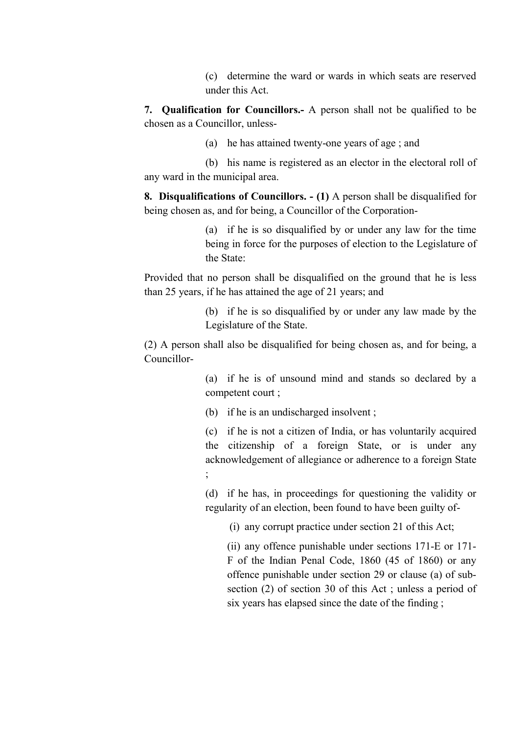(c) determine the ward or wards in which seats are reserved under this Act.

**7. Qualification for Councillors.-** A person shall not be qualified to be chosen as a Councillor, unless-

(a) he has attained twenty-one years of age ; and

(b) his name is registered as an elector in the electoral roll of any ward in the municipal area.

**8. Disqualifications of Councillors. - (1)** A person shall be disqualified for being chosen as, and for being, a Councillor of the Corporation-

(a) if he is so disqualified by or under any law for the time being in force for the purposes of election to the Legislature of the State:

Provided that no person shall be disqualified on the ground that he is less than 25 years, if he has attained the age of 21 years; and

(b) if he is so disqualified by or under any law made by the Legislature of the State.

(2) A person shall also be disqualified for being chosen as, and for being, a Councillor-

(a) if he is of unsound mind and stands so declared by a competent court ;

(b) if he is an undischarged insolvent ;

(c) if he is not a citizen of India, or has voluntarily acquired the citizenship of a foreign State, or is under any acknowledgement of allegiance or adherence to a foreign State ;

(d) if he has, in proceedings for questioning the validity or regularity of an election, been found to have been guilty of-

(i) any corrupt practice under section 21 of this Act;

(ii) any offence punishable under sections 171-E or 171-F of the Indian Penal Code, 1860 (45 of 1860) or any offence punishable under section 29 or clause (a) of sub-section (2) of section 30 of this Act ; unless a period of six years has elapsed since the date of the finding ;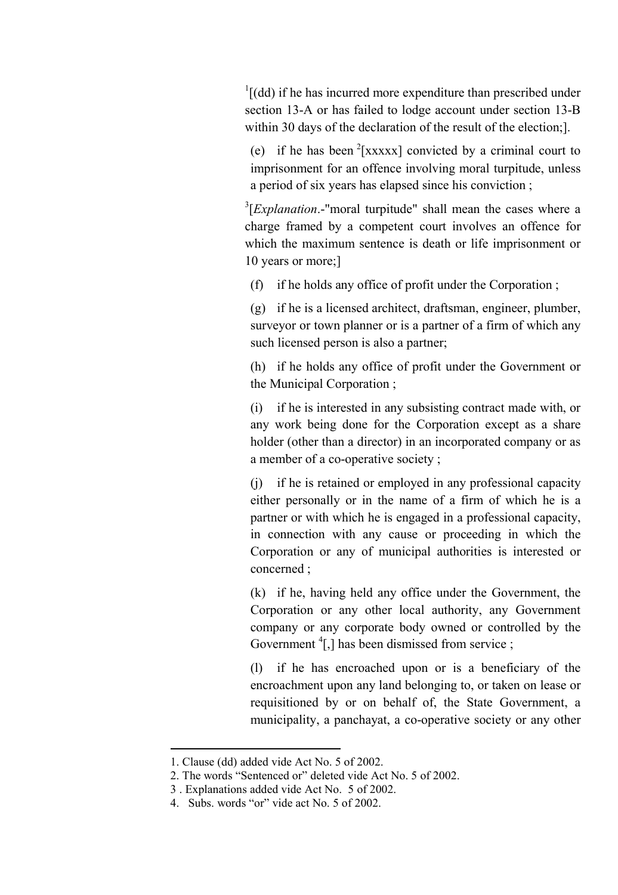[1][(dd) if he has incurred more expenditure than prescribed under section 13-A or has failed to lodge account under section 13-B within 30 days of the declaration of the result of the election;].

(e) if he has been [2][xxxxx] convicted by a criminal court to imprisonment for an offence involving moral turpitude, unless a period of six years has elapsed since his conviction ;

[3][*Explanation*.-"moral turpitude" shall mean the cases where a charge framed by a competent court involves an offence for which the maximum sentence is death or life imprisonment or 10 years or more;]

(f) if he holds any office of profit under the Corporation ;

(g) if he is a licensed architect, draftsman, engineer, plumber, surveyor or town planner or is a partner of a firm of which any such licensed person is also a partner;

(h) if he holds any office of profit under the Government or the Municipal Corporation ;

(i) if he is interested in any subsisting contract made with, or any work being done for the Corporation except as a share holder (other than a director) in an incorporated company or as a member of a co-operative society ;

(j) if he is retained or employed in any professional capacity either personally or in the name of a firm of which he is a partner or with which he is engaged in a professional capacity, in connection with any cause or proceeding in which the Corporation or any of municipal authorities is interested or concerned ;

(k) if he, having held any office under the Government, the Corporation or any other local authority, any Government company or any corporate body owned or controlled by the Government [4][,] has been dismissed from service ;

(l) if he has encroached upon or is a beneficiary of the encroachment upon any land belonging to, or taken on lease or requisitioned by or on behalf of, the State Government, a municipality, a panchayat, a co-operative society or any other

---

1. Clause (dd) added vide Act No. 5 of 2002.
2. The words "Sentenced or" deleted vide Act No. 5 of 2002.
3. Explanations added vide Act No. 5 of 2002.
4. Subs. words "or" vide act No. 5 of 2002.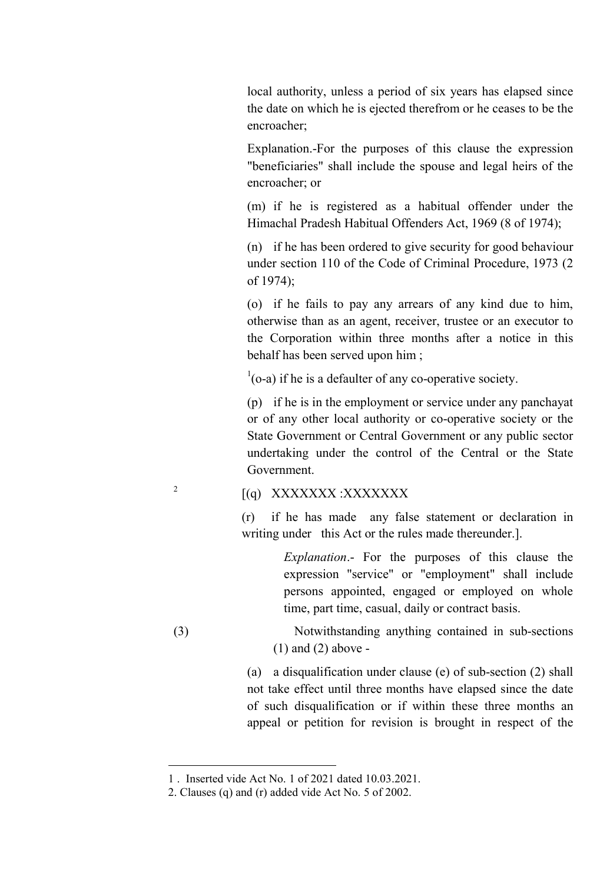local authority, unless a period of six years has elapsed since the date on which he is ejected therefrom or he ceases to be the encroacher;

Explanation.-For the purposes of this clause the expression "beneficiaries" shall include the spouse and legal heirs of the encroacher; or

(m) if he is registered as a habitual offender under the Himachal Pradesh Habitual Offenders Act, 1969 (8 of 1974);

(n) if he has been ordered to give security for good behaviour under section 110 of the Code of Criminal Procedure, 1973 (2 of 1974);

(o) if he fails to pay any arrears of any kind due to him, otherwise than as an agent, receiver, trustee or an executor to the Corporation within three months after a notice in this behalf has been served upon him ;

[1](o-a) if he is a defaulter of any co-operative society.

(p) if he is in the employment or service under any panchayat or of any other local authority or co-operative society or the State Government or Central Government or any public sector undertaking under the control of the Central or the State Government.

[2] [(q) XXXXXXX :XXXXXXX

(r) if he has made any false statement or declaration in writing under this Act or the rules made thereunder.].

*Explanation*.- For the purposes of this clause the expression "service" or "employment" shall include persons appointed, engaged or employed on whole time, part time, casual, daily or contract basis.

(3) Notwithstanding anything contained in sub-sections (1) and (2) above -

(a) a disqualification under clause (e) of sub-section (2) shall not take effect until three months have elapsed since the date of such disqualification or if within these three months an appeal or petition for revision is brought in respect of the

---

1 . Inserted vide Act No. 1 of 2021 dated 10.03.2021.

2. Clauses (q) and (r) added vide Act No. 5 of 2002.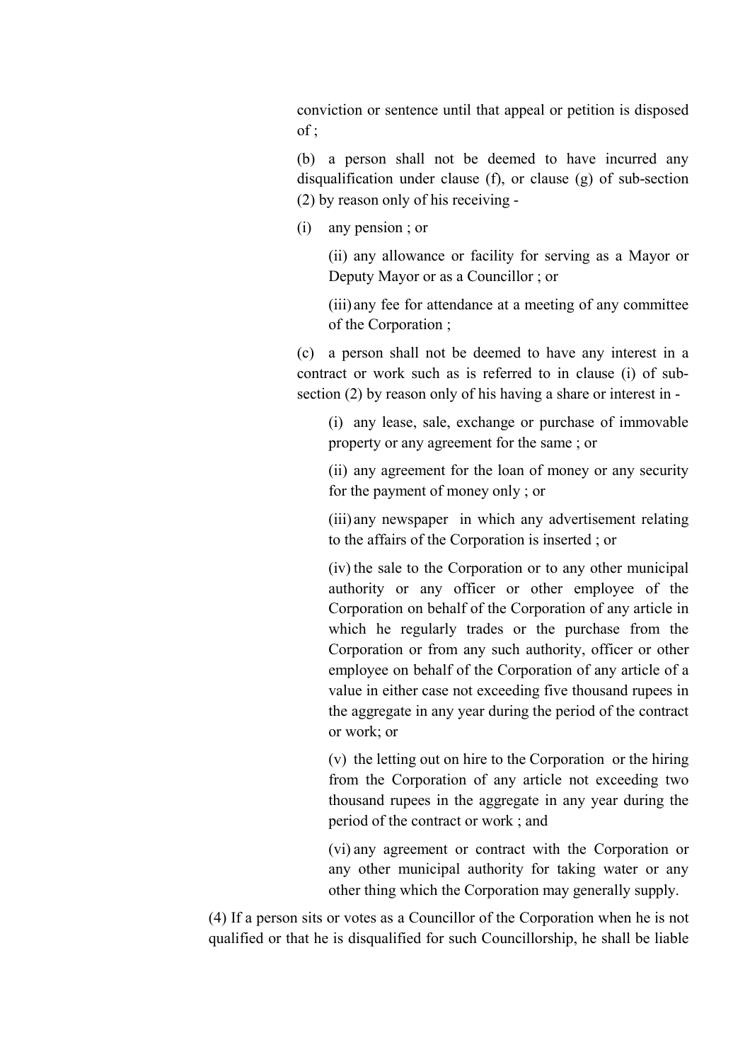conviction or sentence until that appeal or petition is disposed of ;

(b) a person shall not be deemed to have incurred any disqualification under clause (f), or clause (g) of sub-section (2) by reason only of his receiving -

(i) any pension ; or

(ii) any allowance or facility for serving as a Mayor or Deputy Mayor or as a Councillor ; or

(iii) any fee for attendance at a meeting of any committee of the Corporation ;

(c) a person shall not be deemed to have any interest in a contract or work such as is referred to in clause (i) of sub-section (2) by reason only of his having a share or interest in -

(i) any lease, sale, exchange or purchase of immovable property or any agreement for the same ; or

(ii) any agreement for the loan of money or any security for the payment of money only ; or

(iii) any newspaper in which any advertisement relating to the affairs of the Corporation is inserted ; or

(iv) the sale to the Corporation or to any other municipal authority or any officer or other employee of the Corporation on behalf of the Corporation of any article in which he regularly trades or the purchase from the Corporation or from any such authority, officer or other employee on behalf of the Corporation of any article of a value in either case not exceeding five thousand rupees in the aggregate in any year during the period of the contract or work; or

(v) the letting out on hire to the Corporation or the hiring from the Corporation of any article not exceeding two thousand rupees in the aggregate in any year during the period of the contract or work ; and

(vi) any agreement or contract with the Corporation or any other municipal authority for taking water or any other thing which the Corporation may generally supply.

(4) If a person sits or votes as a Councillor of the Corporation when he is not qualified or that he is disqualified for such Councillorship, he shall be liable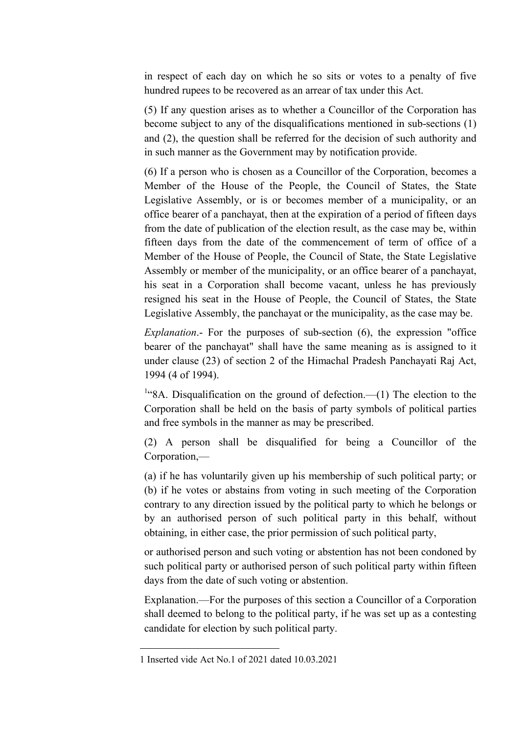in respect of each day on which he so sits or votes to a penalty of five hundred rupees to be recovered as an arrear of tax under this Act.

(5) If any question arises as to whether a Councillor of the Corporation has become subject to any of the disqualifications mentioned in sub-sections (1) and (2), the question shall be referred for the decision of such authority and in such manner as the Government may by notification provide.

(6) If a person who is chosen as a Councillor of the Corporation, becomes a Member of the House of the People, the Council of States, the State Legislative Assembly, or is or becomes member of a municipality, or an office bearer of a panchayat, then at the expiration of a period of fifteen days from the date of publication of the election result, as the case may be, within fifteen days from the date of the commencement of term of office of a Member of the House of People, the Council of State, the State Legislative Assembly or member of the municipality, or an office bearer of a panchayat, his seat in a Corporation shall become vacant, unless he has previously resigned his seat in the House of People, the Council of States, the State Legislative Assembly, the panchayat or the municipality, as the case may be.

*Explanation*.- For the purposes of sub-section (6), the expression "office bearer of the panchayat" shall have the same meaning as is assigned to it under clause (23) of section 2 of the Himachal Pradesh Panchayati Raj Act, 1994 (4 of 1994).

[1]"8A. Disqualification on the ground of defection.—(1) The election to the Corporation shall be held on the basis of party symbols of political parties and free symbols in the manner as may be prescribed.

(2) A person shall be disqualified for being a Councillor of the Corporation,—

(a) if he has voluntarily given up his membership of such political party; or
(b) if he votes or abstains from voting in such meeting of the Corporation contrary to any direction issued by the political party to which he belongs or by an authorised person of such political party in this behalf, without obtaining, in either case, the prior permission of such political party,

or authorised person and such voting or abstention has not been condoned by such political party or authorised person of such political party within fifteen days from the date of such voting or abstention.

Explanation.—For the purposes of this section a Councillor of a Corporation shall deemed to belong to the political party, if he was set up as a contesting candidate for election by such political party.

---

1 Inserted vide Act No.1 of 2021 dated 10.03.2021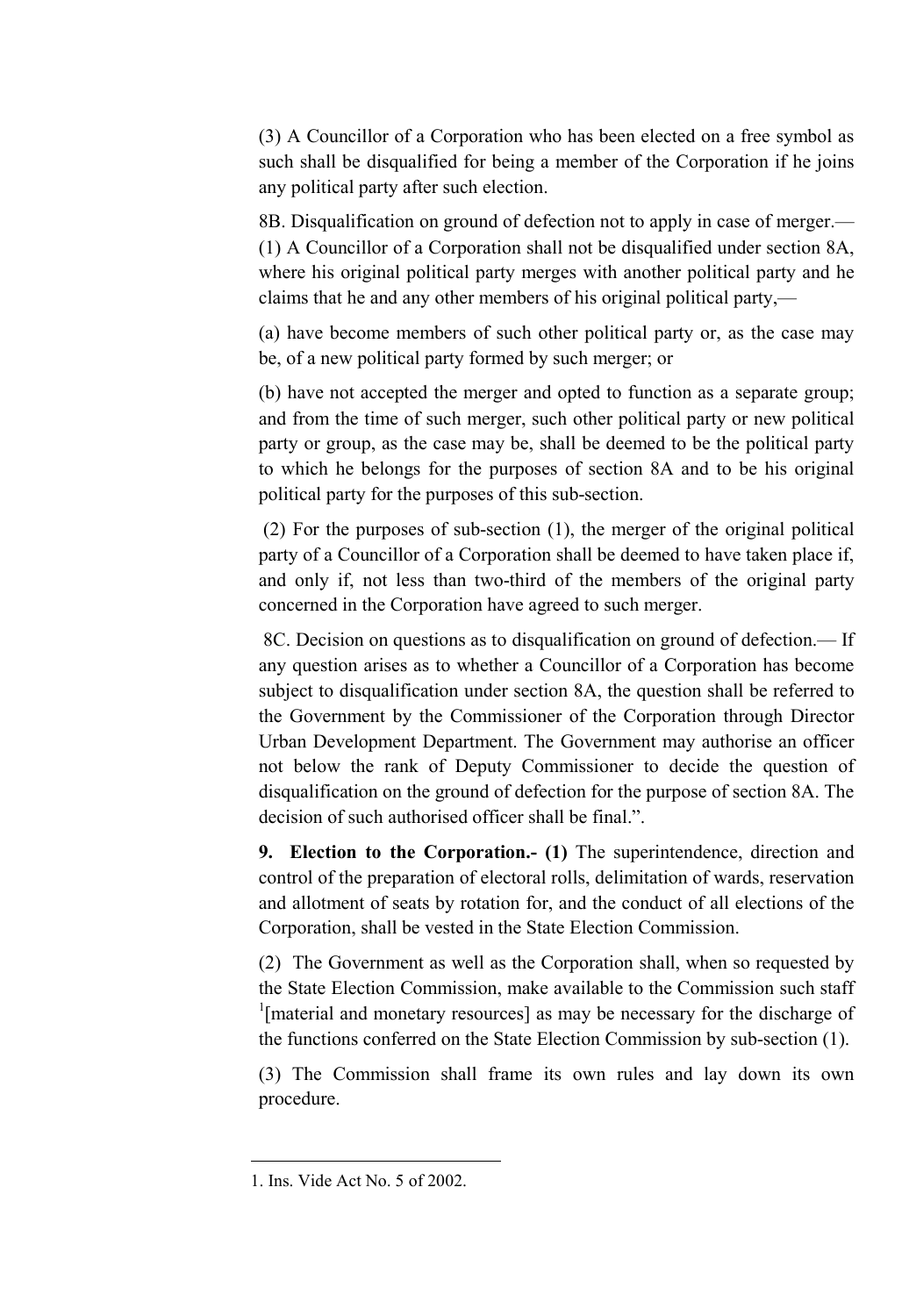(3) A Councillor of a Corporation who has been elected on a free symbol as such shall be disqualified for being a member of the Corporation if he joins any political party after such election.

8B. Disqualification on ground of defection not to apply in case of merger.—(1) A Councillor of a Corporation shall not be disqualified under section 8A, where his original political party merges with another political party and he claims that he and any other members of his original political party,—

(a) have become members of such other political party or, as the case may be, of a new political party formed by such merger; or

(b) have not accepted the merger and opted to function as a separate group; and from the time of such merger, such other political party or new political party or group, as the case may be, shall be deemed to be the political party to which he belongs for the purposes of section 8A and to be his original political party for the purposes of this sub-section.

(2) For the purposes of sub-section (1), the merger of the original political party of a Councillor of a Corporation shall be deemed to have taken place if, and only if, not less than two-third of the members of the original party concerned in the Corporation have agreed to such merger.

8C. Decision on questions as to disqualification on ground of defection.— If any question arises as to whether a Councillor of a Corporation has become subject to disqualification under section 8A, the question shall be referred to the Government by the Commissioner of the Corporation through Director Urban Development Department. The Government may authorise an officer not below the rank of Deputy Commissioner to decide the question of disqualification on the ground of defection for the purpose of section 8A. The decision of such authorised officer shall be final.".

**9. Election to the Corporation.- (1)** The superintendence, direction and control of the preparation of electoral rolls, delimitation of wards, reservation and allotment of seats by rotation for, and the conduct of all elections of the Corporation, shall be vested in the State Election Commission.

(2) The Government as well as the Corporation shall, when so requested by the State Election Commission, make available to the Commission such staff [1][material and monetary resources] as may be necessary for the discharge of the functions conferred on the State Election Commission by sub-section (1).

(3) The Commission shall frame its own rules and lay down its own procedure.

---

1. Ins. Vide Act No. 5 of 2002.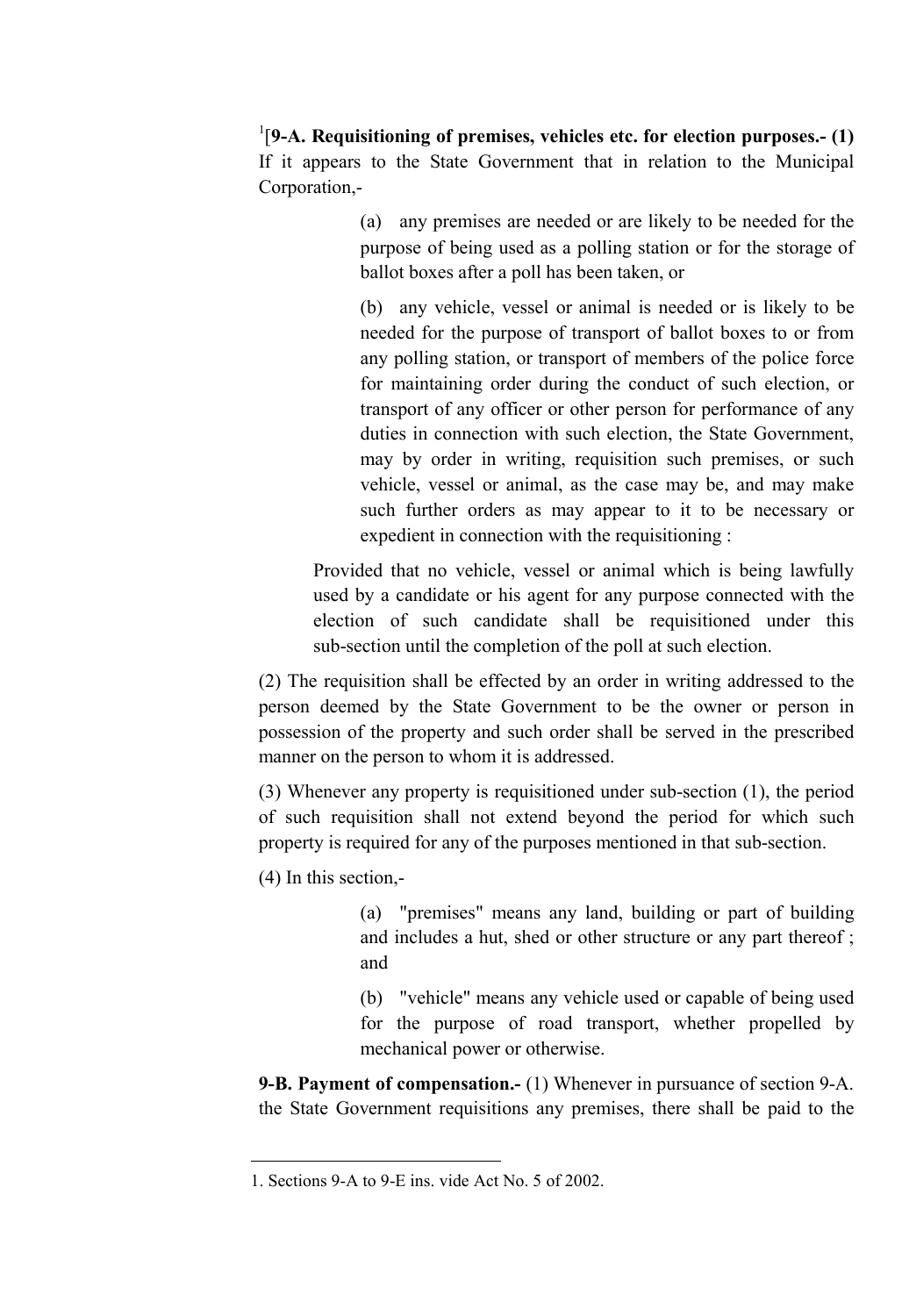[1][**9-A. Requisitioning of premises, vehicles etc. for election purposes.- (1)** If it appears to the State Government that in relation to the Municipal Corporation,-

> (a) any premises are needed or are likely to be needed for the purpose of being used as a polling station or for the storage of ballot boxes after a poll has been taken, or
>
> (b) any vehicle, vessel or animal is needed or is likely to be needed for the purpose of transport of ballot boxes to or from any polling station, or transport of members of the police force for maintaining order during the conduct of such election, or transport of any officer or other person for performance of any duties in connection with such election, the State Government, may by order in writing, requisition such premises, or such vehicle, vessel or animal, as the case may be, and may make such further orders as may appear to it to be necessary or expedient in connection with the requisitioning :

Provided that no vehicle, vessel or animal which is being lawfully used by a candidate or his agent for any purpose connected with the election of such candidate shall be requisitioned under this sub-section until the completion of the poll at such election.

(2) The requisition shall be effected by an order in writing addressed to the person deemed by the State Government to be the owner or person in possession of the property and such order shall be served in the prescribed manner on the person to whom it is addressed.

(3) Whenever any property is requisitioned under sub-section (1), the period of such requisition shall not extend beyond the period for which such property is required for any of the purposes mentioned in that sub-section.

(4) In this section,-

> (a) "premises" means any land, building or part of building and includes a hut, shed or other structure or any part thereof ; and
>
> (b) "vehicle" means any vehicle used or capable of being used for the purpose of road transport, whether propelled by mechanical power or otherwise.

**9-B. Payment of compensation.-** (1) Whenever in pursuance of section 9-A. the State Government requisitions any premises, there shall be paid to the

---

1. Sections 9-A to 9-E ins. vide Act No. 5 of 2002.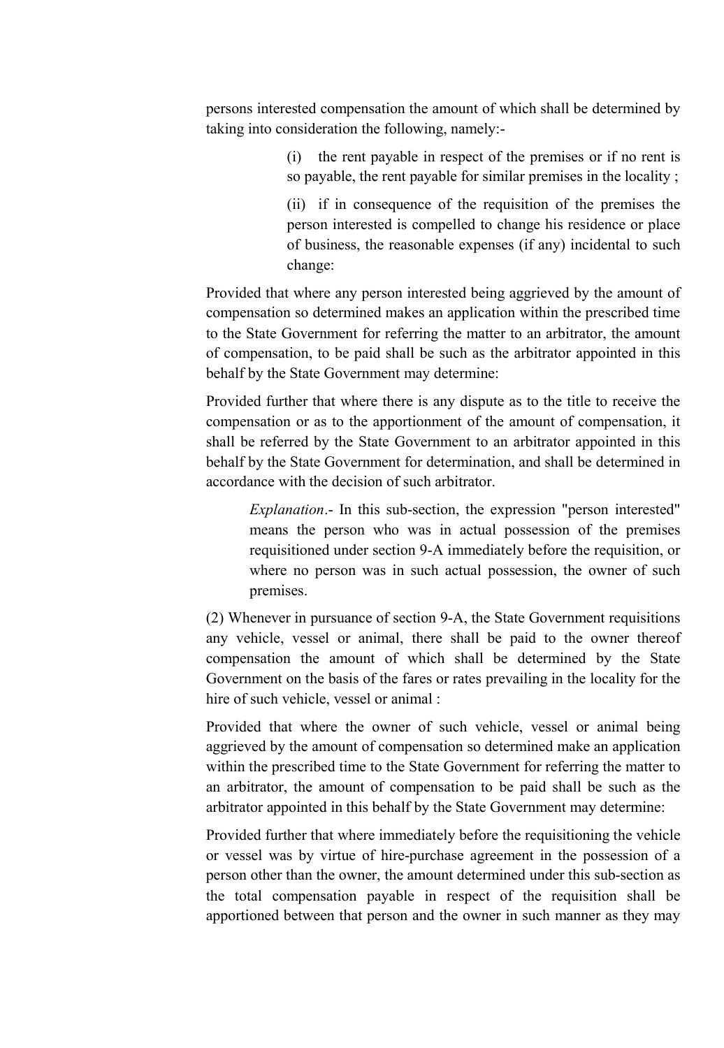persons interested compensation the amount of which shall be determined by taking into consideration the following, namely:-

> (i) the rent payable in respect of the premises or if no rent is so payable, the rent payable for similar premises in the locality ;
>
> (ii) if in consequence of the requisition of the premises the person interested is compelled to change his residence or place of business, the reasonable expenses (if any) incidental to such change:

Provided that where any person interested being aggrieved by the amount of compensation so determined makes an application within the prescribed time to the State Government for referring the matter to an arbitrator, the amount of compensation, to be paid shall be such as the arbitrator appointed in this behalf by the State Government may determine:

Provided further that where there is any dispute as to the title to receive the compensation or as to the apportionment of the amount of compensation, it shall be referred by the State Government to an arbitrator appointed in this behalf by the State Government for determination, and shall be determined in accordance with the decision of such arbitrator.

> *Explanation*.- In this sub-section, the expression "person interested" means the person who was in actual possession of the premises requisitioned under section 9-A immediately before the requisition, or where no person was in such actual possession, the owner of such premises.

(2) Whenever in pursuance of section 9-A, the State Government requisitions any vehicle, vessel or animal, there shall be paid to the owner thereof compensation the amount of which shall be determined by the State Government on the basis of the fares or rates prevailing in the locality for the hire of such vehicle, vessel or animal :

Provided that where the owner of such vehicle, vessel or animal being aggrieved by the amount of compensation so determined make an application within the prescribed time to the State Government for referring the matter to an arbitrator, the amount of compensation to be paid shall be such as the arbitrator appointed in this behalf by the State Government may determine:

Provided further that where immediately before the requisitioning the vehicle or vessel was by virtue of hire-purchase agreement in the possession of a person other than the owner, the amount determined under this sub-section as the total compensation payable in respect of the requisition shall be apportioned between that person and the owner in such manner as they may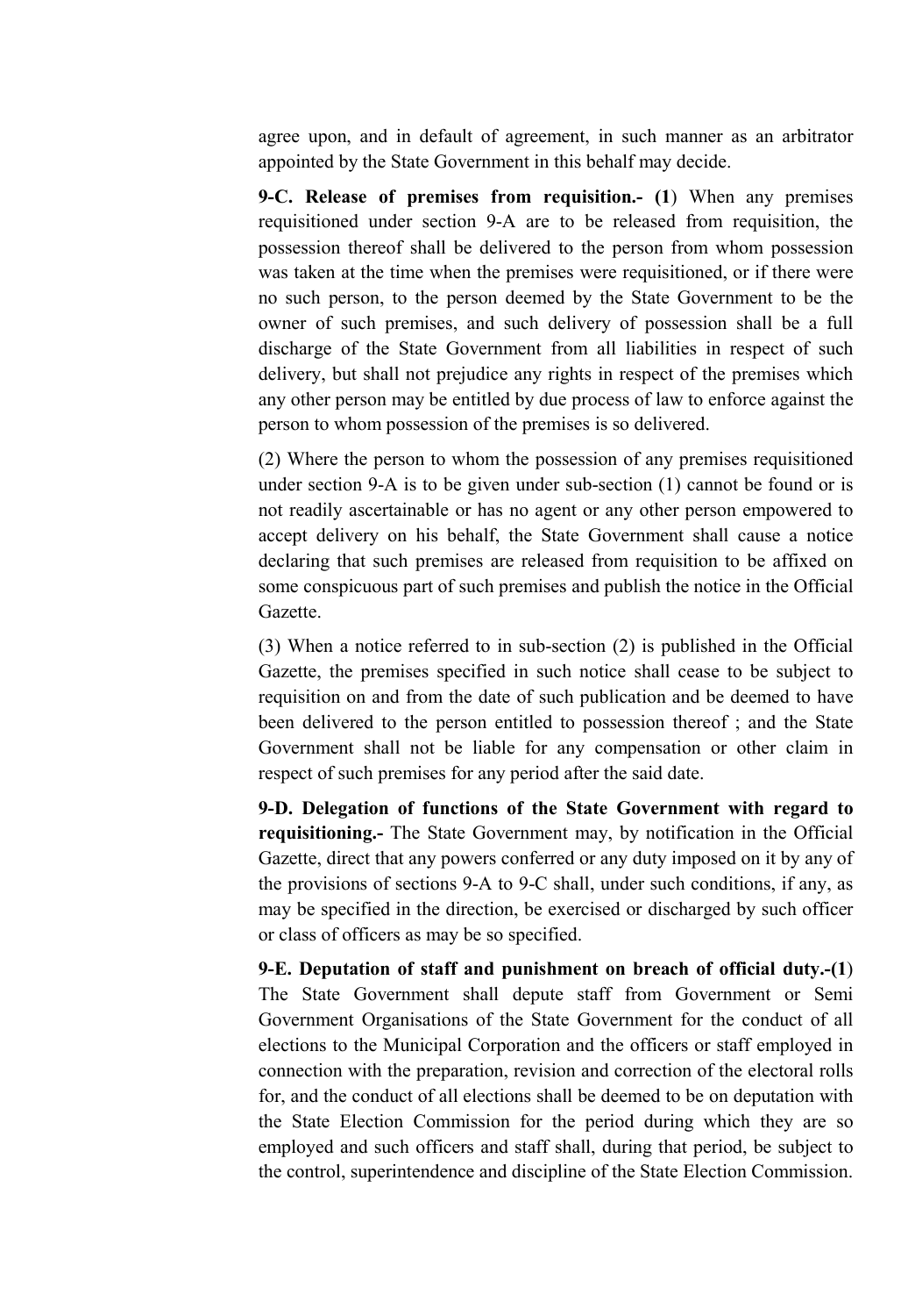agree upon, and in default of agreement, in such manner as an arbitrator appointed by the State Government in this behalf may decide.

**9-C. Release of premises from requisition.- (1**) When any premises requisitioned under section 9-A are to be released from requisition, the possession thereof shall be delivered to the person from whom possession was taken at the time when the premises were requisitioned, or if there were no such person, to the person deemed by the State Government to be the owner of such premises, and such delivery of possession shall be a full discharge of the State Government from all liabilities in respect of such delivery, but shall not prejudice any rights in respect of the premises which any other person may be entitled by due process of law to enforce against the person to whom possession of the premises is so delivered.

(2) Where the person to whom the possession of any premises requisitioned under section 9-A is to be given under sub-section (1) cannot be found or is not readily ascertainable or has no agent or any other person empowered to accept delivery on his behalf, the State Government shall cause a notice declaring that such premises are released from requisition to be affixed on some conspicuous part of such premises and publish the notice in the Official Gazette.

(3) When a notice referred to in sub-section (2) is published in the Official Gazette, the premises specified in such notice shall cease to be subject to requisition on and from the date of such publication and be deemed to have been delivered to the person entitled to possession thereof ; and the State Government shall not be liable for any compensation or other claim in respect of such premises for any period after the said date.

**9-D. Delegation of functions of the State Government with regard to requisitioning.-** The State Government may, by notification in the Official Gazette, direct that any powers conferred or any duty imposed on it by any of the provisions of sections 9-A to 9-C shall, under such conditions, if any, as may be specified in the direction, be exercised or discharged by such officer or class of officers as may be so specified.

**9-E. Deputation of staff and punishment on breach of official duty.-(1**) The State Government shall depute staff from Government or Semi Government Organisations of the State Government for the conduct of all elections to the Municipal Corporation and the officers or staff employed in connection with the preparation, revision and correction of the electoral rolls for, and the conduct of all elections shall be deemed to be on deputation with the State Election Commission for the period during which they are so employed and such officers and staff shall, during that period, be subject to the control, superintendence and discipline of the State Election Commission.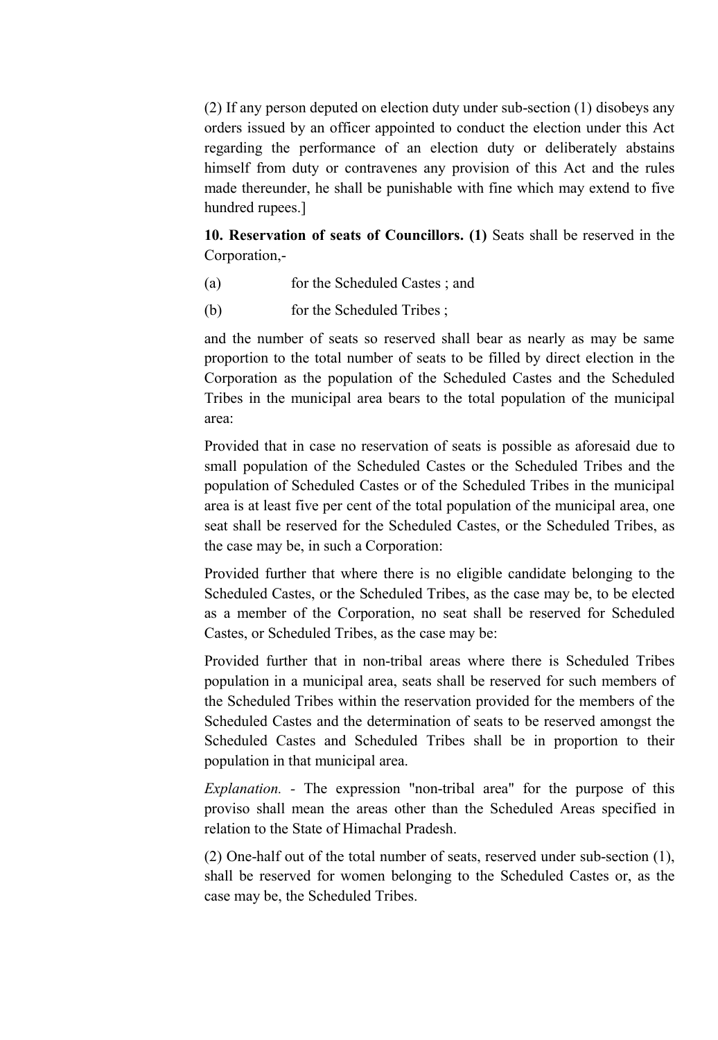(2) If any person deputed on election duty under sub-section (1) disobeys any orders issued by an officer appointed to conduct the election under this Act regarding the performance of an election duty or deliberately abstains himself from duty or contravenes any provision of this Act and the rules made thereunder, he shall be punishable with fine which may extend to five hundred rupees.]

**10. Reservation of seats of Councillors. (1)** Seats shall be reserved in the Corporation,-

(a) for the Scheduled Castes ; and

(b) for the Scheduled Tribes ;

and the number of seats so reserved shall bear as nearly as may be same proportion to the total number of seats to be filled by direct election in the Corporation as the population of the Scheduled Castes and the Scheduled Tribes in the municipal area bears to the total population of the municipal area:

Provided that in case no reservation of seats is possible as aforesaid due to small population of the Scheduled Castes or the Scheduled Tribes and the population of Scheduled Castes or of the Scheduled Tribes in the municipal area is at least five per cent of the total population of the municipal area, one seat shall be reserved for the Scheduled Castes, or the Scheduled Tribes, as the case may be, in such a Corporation:

Provided further that where there is no eligible candidate belonging to the Scheduled Castes, or the Scheduled Tribes, as the case may be, to be elected as a member of the Corporation, no seat shall be reserved for Scheduled Castes, or Scheduled Tribes, as the case may be:

Provided further that in non-tribal areas where there is Scheduled Tribes population in a municipal area, seats shall be reserved for such members of the Scheduled Tribes within the reservation provided for the members of the Scheduled Castes and the determination of seats to be reserved amongst the Scheduled Castes and Scheduled Tribes shall be in proportion to their population in that municipal area.

*Explanation. -* The expression "non-tribal area" for the purpose of this proviso shall mean the areas other than the Scheduled Areas specified in relation to the State of Himachal Pradesh.

(2) One-half out of the total number of seats, reserved under sub-section (1), shall be reserved for women belonging to the Scheduled Castes or, as the case may be, the Scheduled Tribes.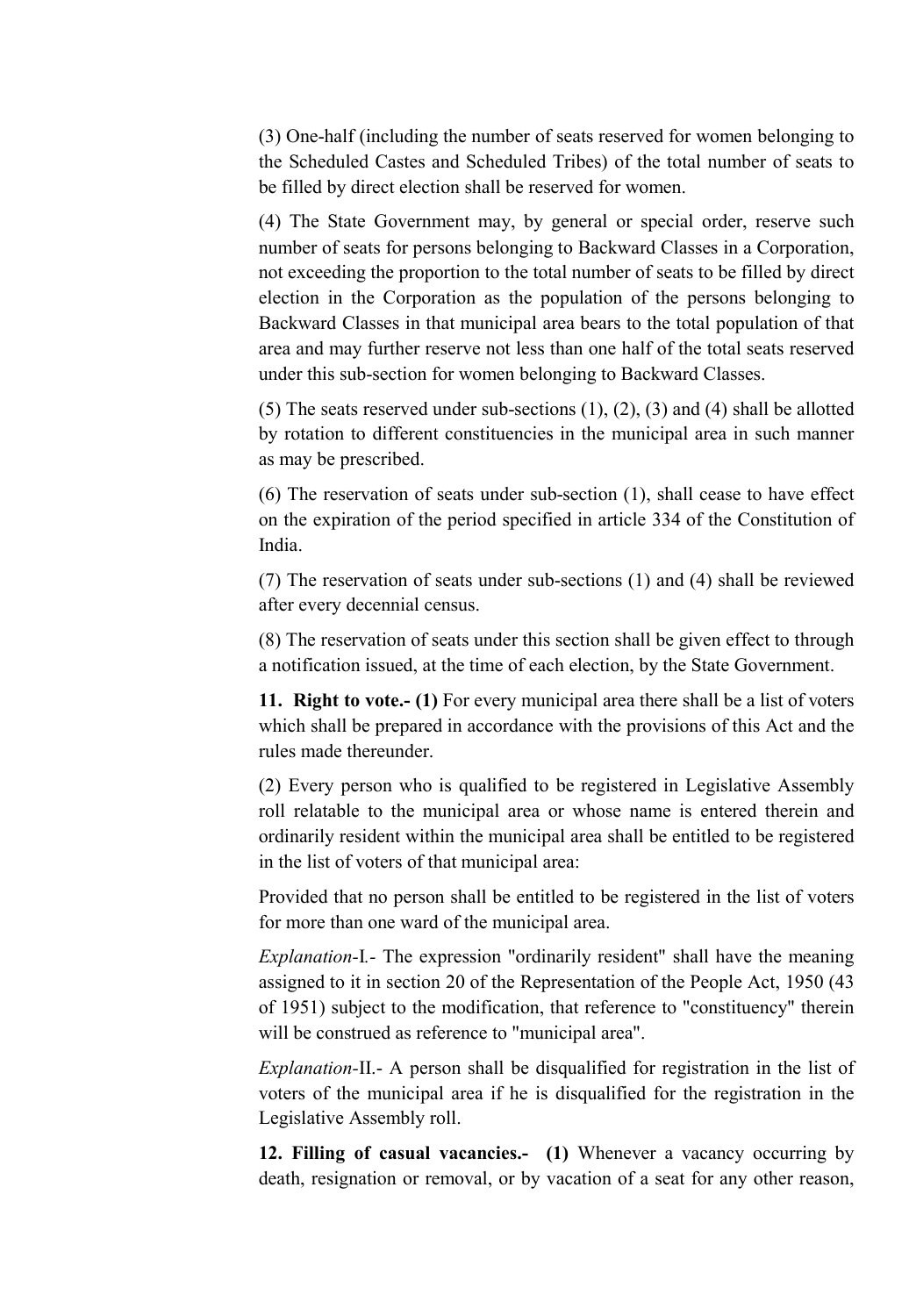(3) One-half (including the number of seats reserved for women belonging to the Scheduled Castes and Scheduled Tribes) of the total number of seats to be filled by direct election shall be reserved for women.

(4) The State Government may, by general or special order, reserve such number of seats for persons belonging to Backward Classes in a Corporation, not exceeding the proportion to the total number of seats to be filled by direct election in the Corporation as the population of the persons belonging to Backward Classes in that municipal area bears to the total population of that area and may further reserve not less than one half of the total seats reserved under this sub-section for women belonging to Backward Classes.

(5) The seats reserved under sub-sections (1), (2), (3) and (4) shall be allotted by rotation to different constituencies in the municipal area in such manner as may be prescribed.

(6) The reservation of seats under sub-section (1), shall cease to have effect on the expiration of the period specified in article 334 of the Constitution of India.

(7) The reservation of seats under sub-sections (1) and (4) shall be reviewed after every decennial census.

(8) The reservation of seats under this section shall be given effect to through a notification issued, at the time of each election, by the State Government.

**11. Right to vote.- (1)** For every municipal area there shall be a list of voters which shall be prepared in accordance with the provisions of this Act and the rules made thereunder.

(2) Every person who is qualified to be registered in Legislative Assembly roll relatable to the municipal area or whose name is entered therein and ordinarily resident within the municipal area shall be entitled to be registered in the list of voters of that municipal area:

Provided that no person shall be entitled to be registered in the list of voters for more than one ward of the municipal area.

*Explanation*-I.- The expression "ordinarily resident" shall have the meaning assigned to it in section 20 of the Representation of the People Act, 1950 (43 of 1951) subject to the modification, that reference to "constituency" therein will be construed as reference to "municipal area".

*Explanation*-II.- A person shall be disqualified for registration in the list of voters of the municipal area if he is disqualified for the registration in the Legislative Assembly roll.

**12. Filling of casual vacancies.- (1)** Whenever a vacancy occurring by death, resignation or removal, or by vacation of a seat for any other reason,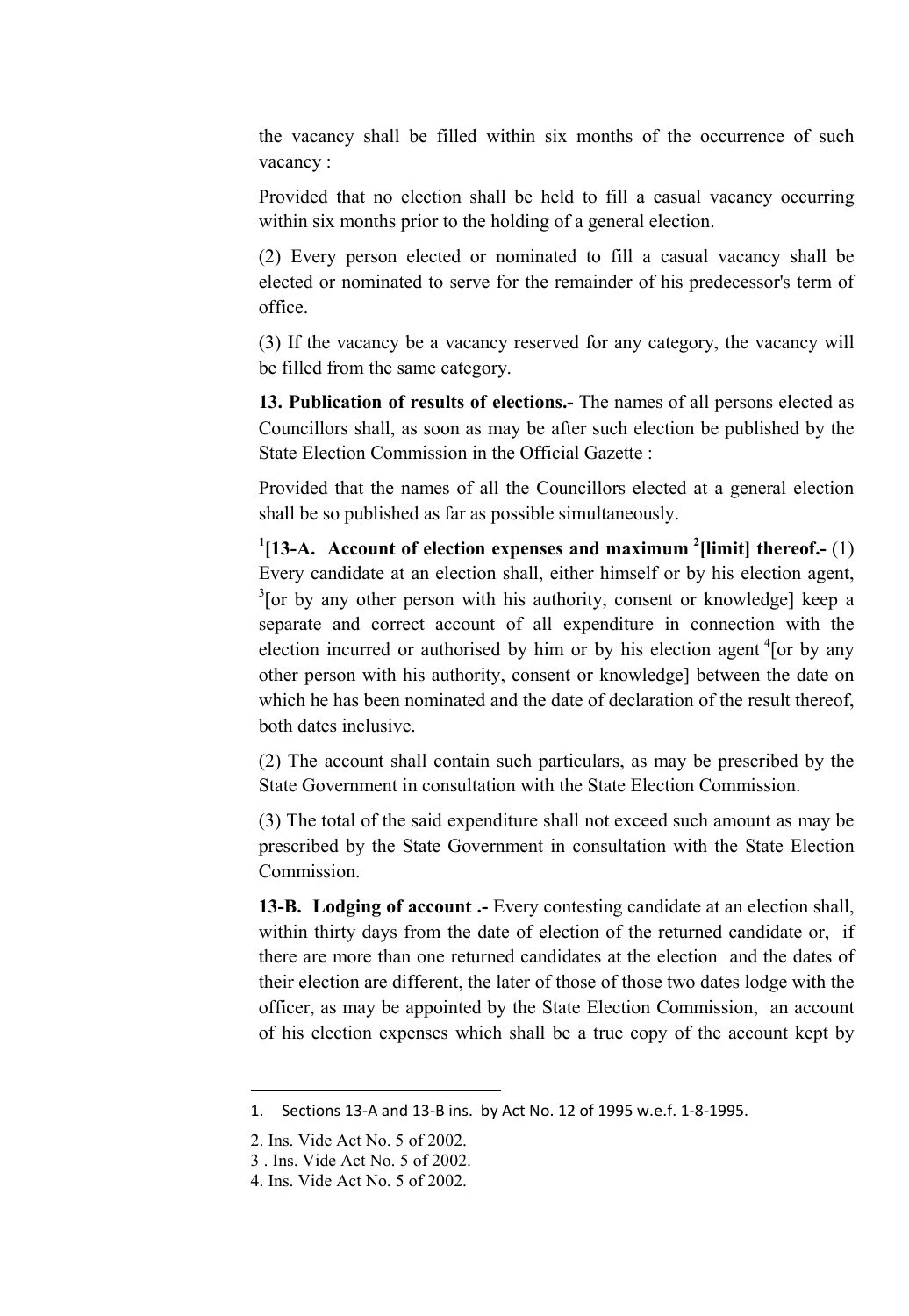the vacancy shall be filled within six months of the occurrence of such vacancy :

Provided that no election shall be held to fill a casual vacancy occurring within six months prior to the holding of a general election.

(2) Every person elected or nominated to fill a casual vacancy shall be elected or nominated to serve for the remainder of his predecessor's term of office.

(3) If the vacancy be a vacancy reserved for any category, the vacancy will be filled from the same category.

**13. Publication of results of elections.-** The names of all persons elected as Councillors shall, as soon as may be after such election be published by the State Election Commission in the Official Gazette :

Provided that the names of all the Councillors elected at a general election shall be so published as far as possible simultaneously.

[1]**[13-A. Account of election expenses and maximum [2][limit] thereof.-** (1) Every candidate at an election shall, either himself or by his election agent, [3][or by any other person with his authority, consent or knowledge] keep a separate and correct account of all expenditure in connection with the election incurred or authorised by him or by his election agent [4][or by any other person with his authority, consent or knowledge] between the date on which he has been nominated and the date of declaration of the result thereof, both dates inclusive.

(2) The account shall contain such particulars, as may be prescribed by the State Government in consultation with the State Election Commission.

(3) The total of the said expenditure shall not exceed such amount as may be prescribed by the State Government in consultation with the State Election Commission.

**13-B. Lodging of account .-** Every contesting candidate at an election shall, within thirty days from the date of election of the returned candidate or, if there are more than one returned candidates at the election and the dates of their election are different, the later of those of those two dates lodge with the officer, as may be appointed by the State Election Commission, an account of his election expenses which shall be a true copy of the account kept by

---

1. Sections 13-A and 13-B ins. by Act No. 12 of 1995 w.e.f. 1-8-1995.

2. Ins. Vide Act No. 5 of 2002.
3 . Ins. Vide Act No. 5 of 2002.
4. Ins. Vide Act No. 5 of 2002.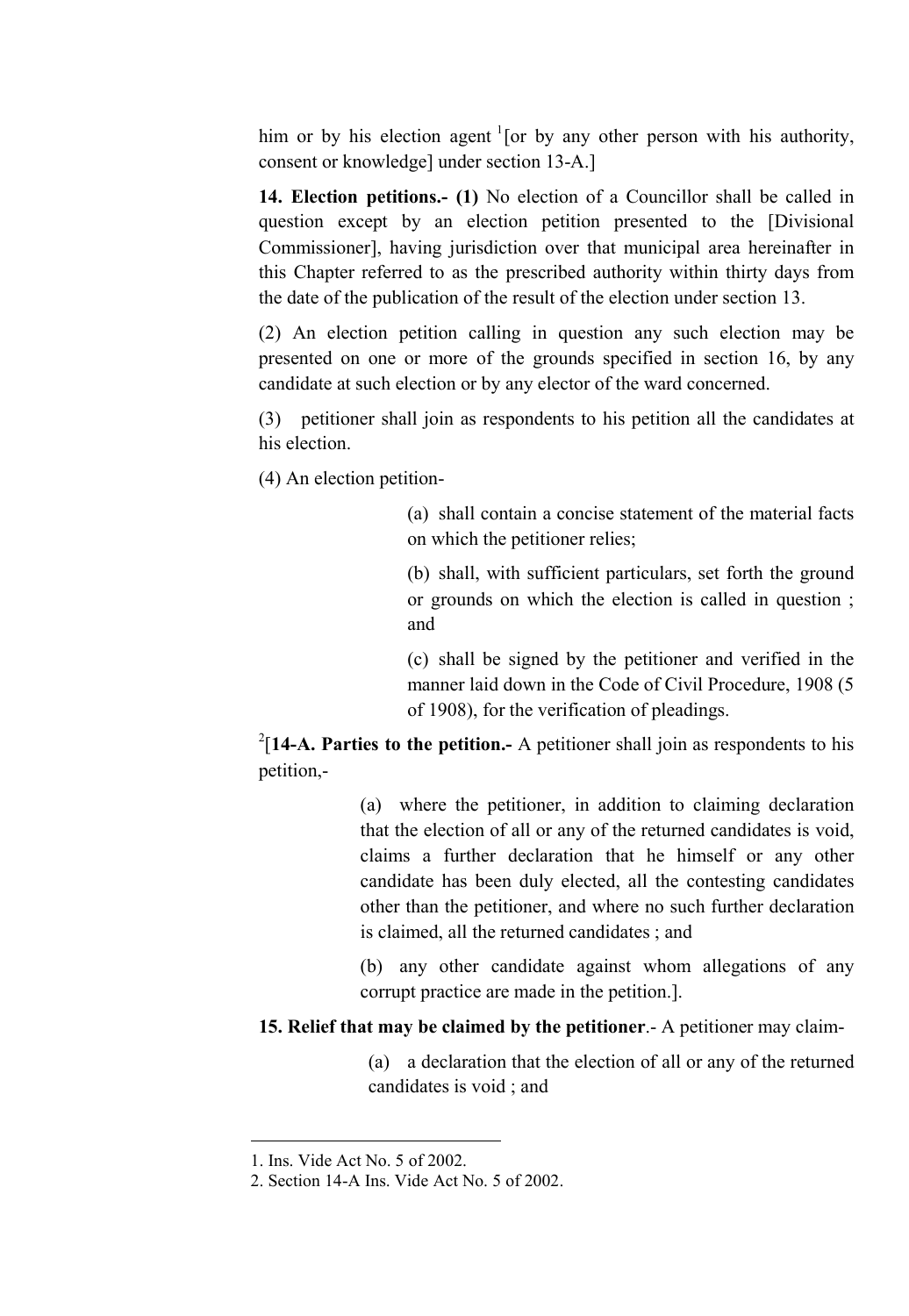him or by his election agent [1][or by any other person with his authority, consent or knowledge] under section 13-A.]

**14. Election petitions.- (1)** No election of a Councillor shall be called in question except by an election petition presented to the [Divisional Commissioner], having jurisdiction over that municipal area hereinafter in this Chapter referred to as the prescribed authority within thirty days from the date of the publication of the result of the election under section 13.

(2) An election petition calling in question any such election may be presented on one or more of the grounds specified in section 16, by any candidate at such election or by any elector of the ward concerned.

(3) petitioner shall join as respondents to his petition all the candidates at his election.

(4) An election petition-

> (a) shall contain a concise statement of the material facts on which the petitioner relies;
>
> (b) shall, with sufficient particulars, set forth the ground or grounds on which the election is called in question ; and
>
> (c) shall be signed by the petitioner and verified in the manner laid down in the Code of Civil Procedure, 1908 (5 of 1908), for the verification of pleadings.

[2][**14-A. Parties to the petition.-** A petitioner shall join as respondents to his petition,-

> (a) where the petitioner, in addition to claiming declaration that the election of all or any of the returned candidates is void, claims a further declaration that he himself or any other candidate has been duly elected, all the contesting candidates other than the petitioner, and where no such further declaration is claimed, all the returned candidates ; and
>
> (b) any other candidate against whom allegations of any corrupt practice are made in the petition.].

**15. Relief that may be claimed by the petitioner**.- A petitioner may claim-

> (a) a declaration that the election of all or any of the returned candidates is void ; and

---

1. Ins. Vide Act No. 5 of 2002.
2. Section 14-A Ins. Vide Act No. 5 of 2002.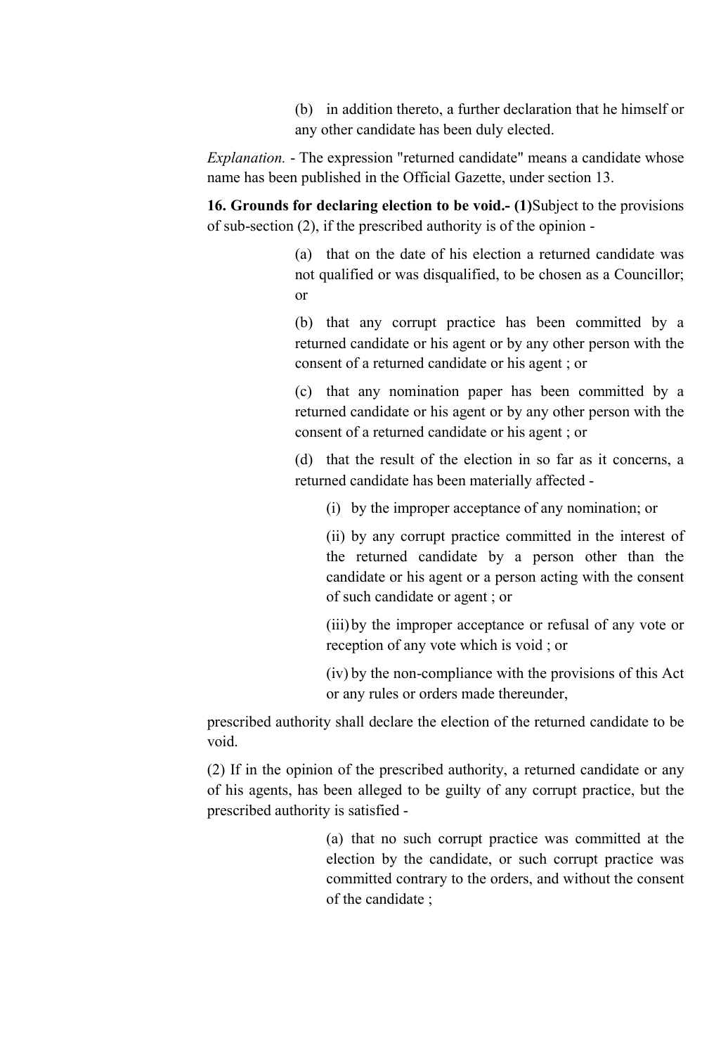(b) in addition thereto, a further declaration that he himself or any other candidate has been duly elected.

*Explanation.* - The expression "returned candidate" means a candidate whose name has been published in the Official Gazette, under section 13.

**16. Grounds for declaring election to be void.- (1)**Subject to the provisions of sub-section (2), if the prescribed authority is of the opinion -

(a) that on the date of his election a returned candidate was not qualified or was disqualified, to be chosen as a Councillor; or

(b) that any corrupt practice has been committed by a returned candidate or his agent or by any other person with the consent of a returned candidate or his agent ; or

(c) that any nomination paper has been committed by a returned candidate or his agent or by any other person with the consent of a returned candidate or his agent ; or

(d) that the result of the election in so far as it concerns, a returned candidate has been materially affected -

(i) by the improper acceptance of any nomination; or

(ii) by any corrupt practice committed in the interest of the returned candidate by a person other than the candidate or his agent or a person acting with the consent of such candidate or agent ; or

(iii) by the improper acceptance or refusal of any vote or reception of any vote which is void ; or

(iv) by the non-compliance with the provisions of this Act or any rules or orders made thereunder,

prescribed authority shall declare the election of the returned candidate to be void.

(2) If in the opinion of the prescribed authority, a returned candidate or any of his agents, has been alleged to be guilty of any corrupt practice, but the prescribed authority is satisfied -

(a) that no such corrupt practice was committed at the election by the candidate, or such corrupt practice was committed contrary to the orders, and without the consent of the candidate ;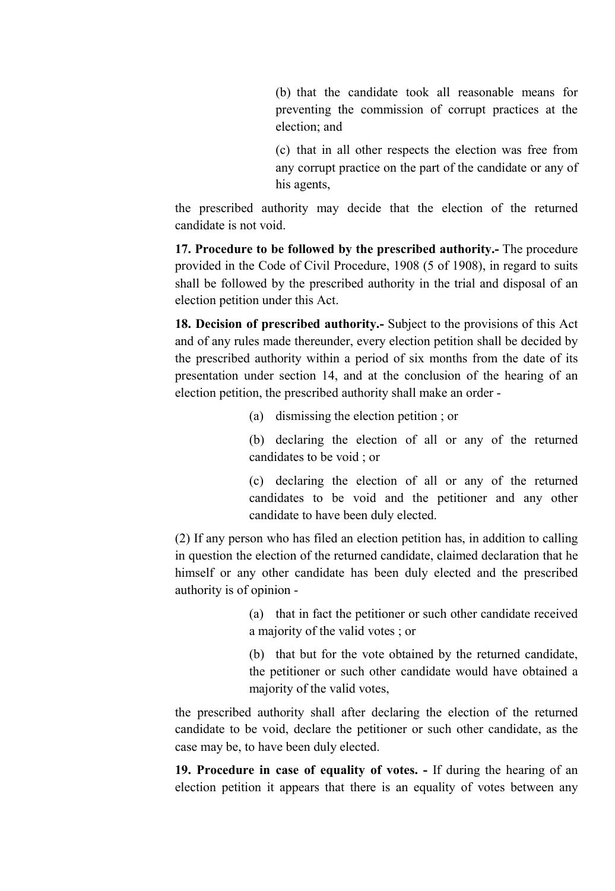(b) that the candidate took all reasonable means for preventing the commission of corrupt practices at the election; and

(c) that in all other respects the election was free from any corrupt practice on the part of the candidate or any of his agents,

the prescribed authority may decide that the election of the returned candidate is not void.

**17. Procedure to be followed by the prescribed authority.-** The procedure provided in the Code of Civil Procedure, 1908 (5 of 1908), in regard to suits shall be followed by the prescribed authority in the trial and disposal of an election petition under this Act.

**18. Decision of prescribed authority.-** Subject to the provisions of this Act and of any rules made thereunder, every election petition shall be decided by the prescribed authority within a period of six months from the date of its presentation under section 14, and at the conclusion of the hearing of an election petition, the prescribed authority shall make an order -

(a) dismissing the election petition ; or

(b) declaring the election of all or any of the returned candidates to be void ; or

(c) declaring the election of all or any of the returned candidates to be void and the petitioner and any other candidate to have been duly elected.

(2) If any person who has filed an election petition has, in addition to calling in question the election of the returned candidate, claimed declaration that he himself or any other candidate has been duly elected and the prescribed authority is of opinion -

(a) that in fact the petitioner or such other candidate received a majority of the valid votes ; or

(b) that but for the vote obtained by the returned candidate, the petitioner or such other candidate would have obtained a majority of the valid votes,

the prescribed authority shall after declaring the election of the returned candidate to be void, declare the petitioner or such other candidate, as the case may be, to have been duly elected.

**19. Procedure in case of equality of votes. -** If during the hearing of an election petition it appears that there is an equality of votes between any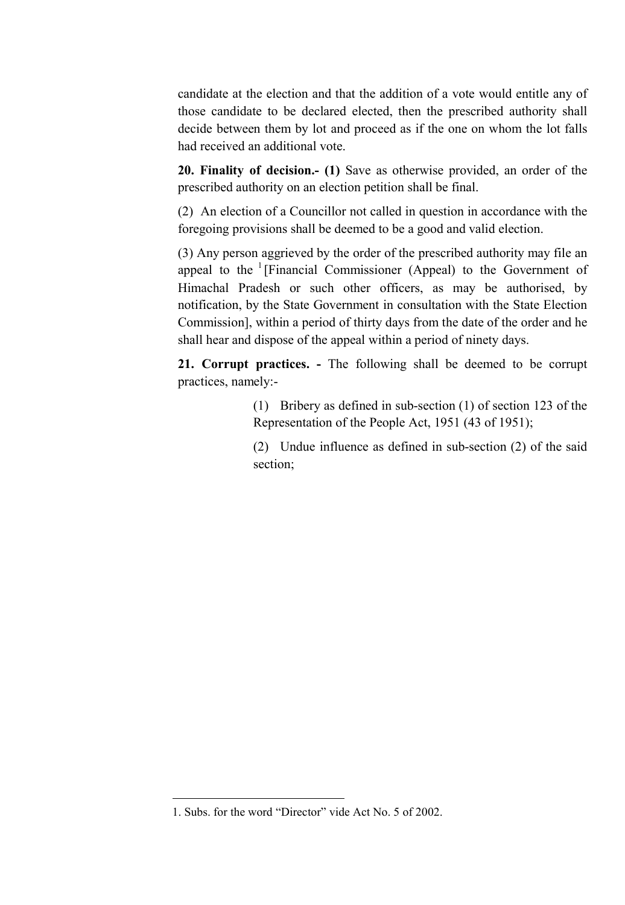candidate at the election and that the addition of a vote would entitle any of those candidate to be declared elected, then the prescribed authority shall decide between them by lot and proceed as if the one on whom the lot falls had received an additional vote.

**20. Finality of decision.- (1)** Save as otherwise provided, an order of the prescribed authority on an election petition shall be final.

(2) An election of a Councillor not called in question in accordance with the foregoing provisions shall be deemed to be a good and valid election.

(3) Any person aggrieved by the order of the prescribed authority may file an appeal to the [1][Financial Commissioner (Appeal) to the Government of Himachal Pradesh or such other officers, as may be authorised, by notification, by the State Government in consultation with the State Election Commission], within a period of thirty days from the date of the order and he shall hear and dispose of the appeal within a period of ninety days.

**21. Corrupt practices. -** The following shall be deemed to be corrupt practices, namely:-

> (1) Bribery as defined in sub-section (1) of section 123 of the Representation of the People Act, 1951 (43 of 1951);
>
> (2) Undue influence as defined in sub-section (2) of the said section;

---

1. Subs. for the word "Director" vide Act No. 5 of 2002.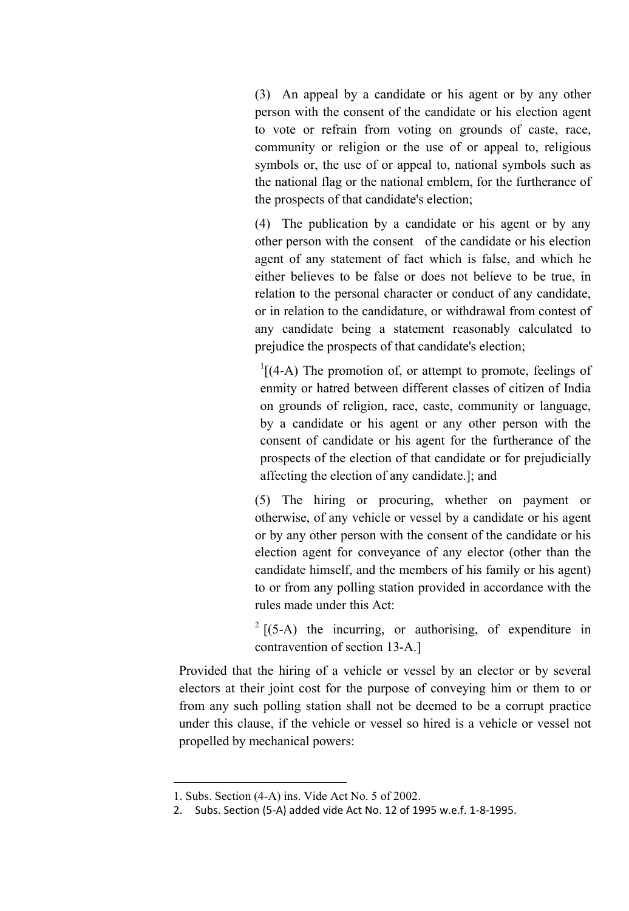(3) An appeal by a candidate or his agent or by any other person with the consent of the candidate or his election agent to vote or refrain from voting on grounds of caste, race, community or religion or the use of or appeal to, religious symbols or, the use of or appeal to, national symbols such as the national flag or the national emblem, for the furtherance of the prospects of that candidate's election;

(4) The publication by a candidate or his agent or by any other person with the consent of the candidate or his election agent of any statement of fact which is false, and which he either believes to be false or does not believe to be true, in relation to the personal character or conduct of any candidate, or in relation to the candidature, or withdrawal from contest of any candidate being a statement reasonably calculated to prejudice the prospects of that candidate's election;

[1][(4-A) The promotion of, or attempt to promote, feelings of enmity or hatred between different classes of citizen of India on grounds of religion, race, caste, community or language, by a candidate or his agent or any other person with the consent of candidate or his agent for the furtherance of the prospects of the election of that candidate or for prejudicially affecting the election of any candidate.]; and

(5) The hiring or procuring, whether on payment or otherwise, of any vehicle or vessel by a candidate or his agent or by any other person with the consent of the candidate or his election agent for conveyance of any elector (other than the candidate himself, and the members of his family or his agent) to or from any polling station provided in accordance with the rules made under this Act:

[2] [(5-A) the incurring, or authorising, of expenditure in contravention of section 13-A.]

Provided that the hiring of a vehicle or vessel by an elector or by several electors at their joint cost for the purpose of conveying him or them to or from any such polling station shall not be deemed to be a corrupt practice under this clause, if the vehicle or vessel so hired is a vehicle or vessel not propelled by mechanical powers:

---

1. Subs. Section (4-A) ins. Vide Act No. 5 of 2002.
2. Subs. Section (5-A) added vide Act No. 12 of 1995 w.e.f. 1-8-1995.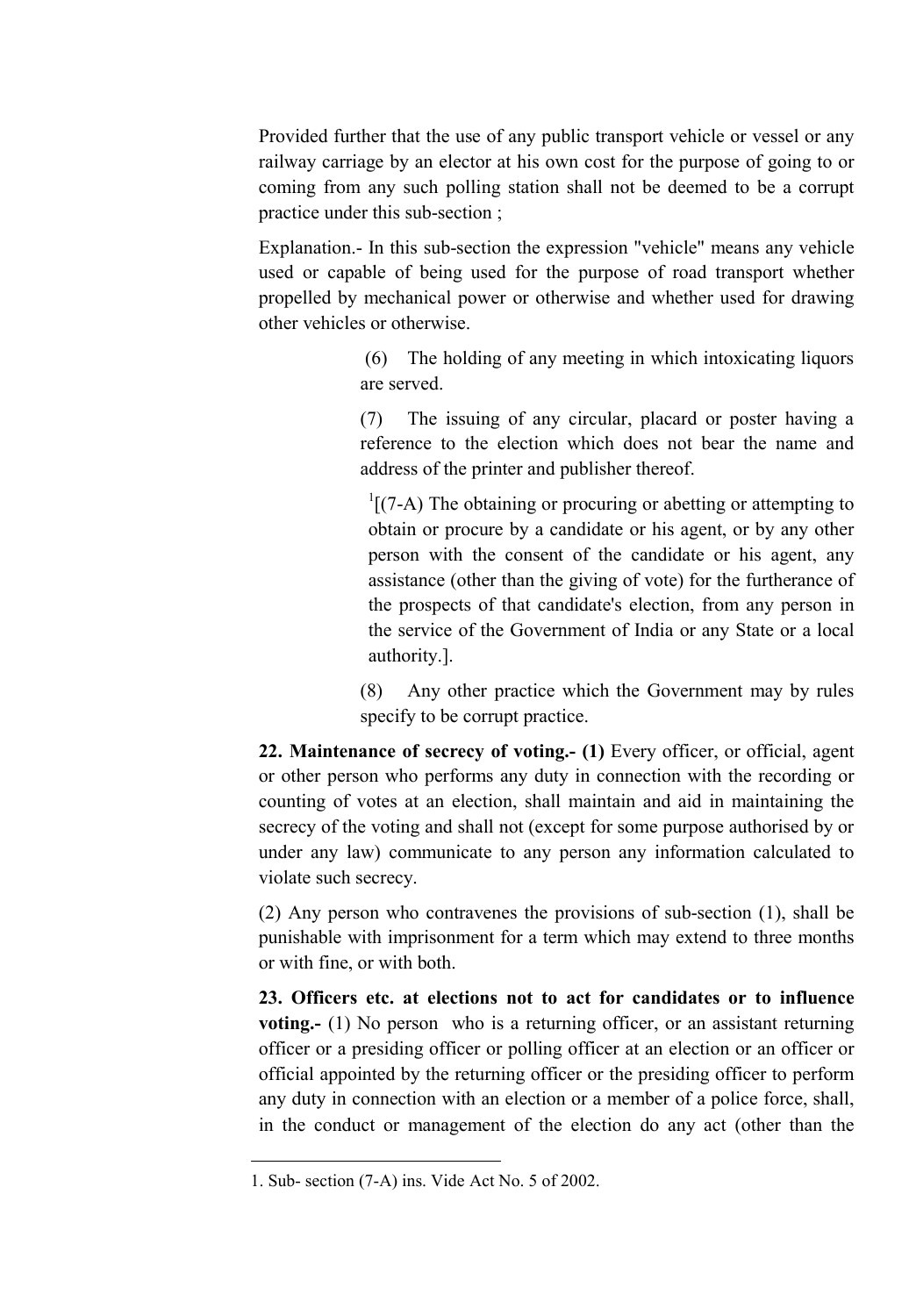Provided further that the use of any public transport vehicle or vessel or any railway carriage by an elector at his own cost for the purpose of going to or coming from any such polling station shall not be deemed to be a corrupt practice under this sub-section ;

Explanation.- In this sub-section the expression "vehicle" means any vehicle used or capable of being used for the purpose of road transport whether propelled by mechanical power or otherwise and whether used for drawing other vehicles or otherwise.

(6) The holding of any meeting in which intoxicating liquors are served.

(7) The issuing of any circular, placard or poster having a reference to the election which does not bear the name and address of the printer and publisher thereof.

[1][(7-A) The obtaining or procuring or abetting or attempting to obtain or procure by a candidate or his agent, or by any other person with the consent of the candidate or his agent, any assistance (other than the giving of vote) for the furtherance of the prospects of that candidate's election, from any person in the service of the Government of India or any State or a local authority.].

(8) Any other practice which the Government may by rules specify to be corrupt practice.

**22. Maintenance of secrecy of voting.- (1)** Every officer, or official, agent or other person who performs any duty in connection with the recording or counting of votes at an election, shall maintain and aid in maintaining the secrecy of the voting and shall not (except for some purpose authorised by or under any law) communicate to any person any information calculated to violate such secrecy.

(2) Any person who contravenes the provisions of sub-section (1), shall be punishable with imprisonment for a term which may extend to three months or with fine, or with both.

**23. Officers etc. at elections not to act for candidates or to influence voting.-** (1) No person who is a returning officer, or an assistant returning officer or a presiding officer or polling officer at an election or an officer or official appointed by the returning officer or the presiding officer to perform any duty in connection with an election or a member of a police force, shall, in the conduct or management of the election do any act (other than the

---

1. Sub- section (7-A) ins. Vide Act No. 5 of 2002.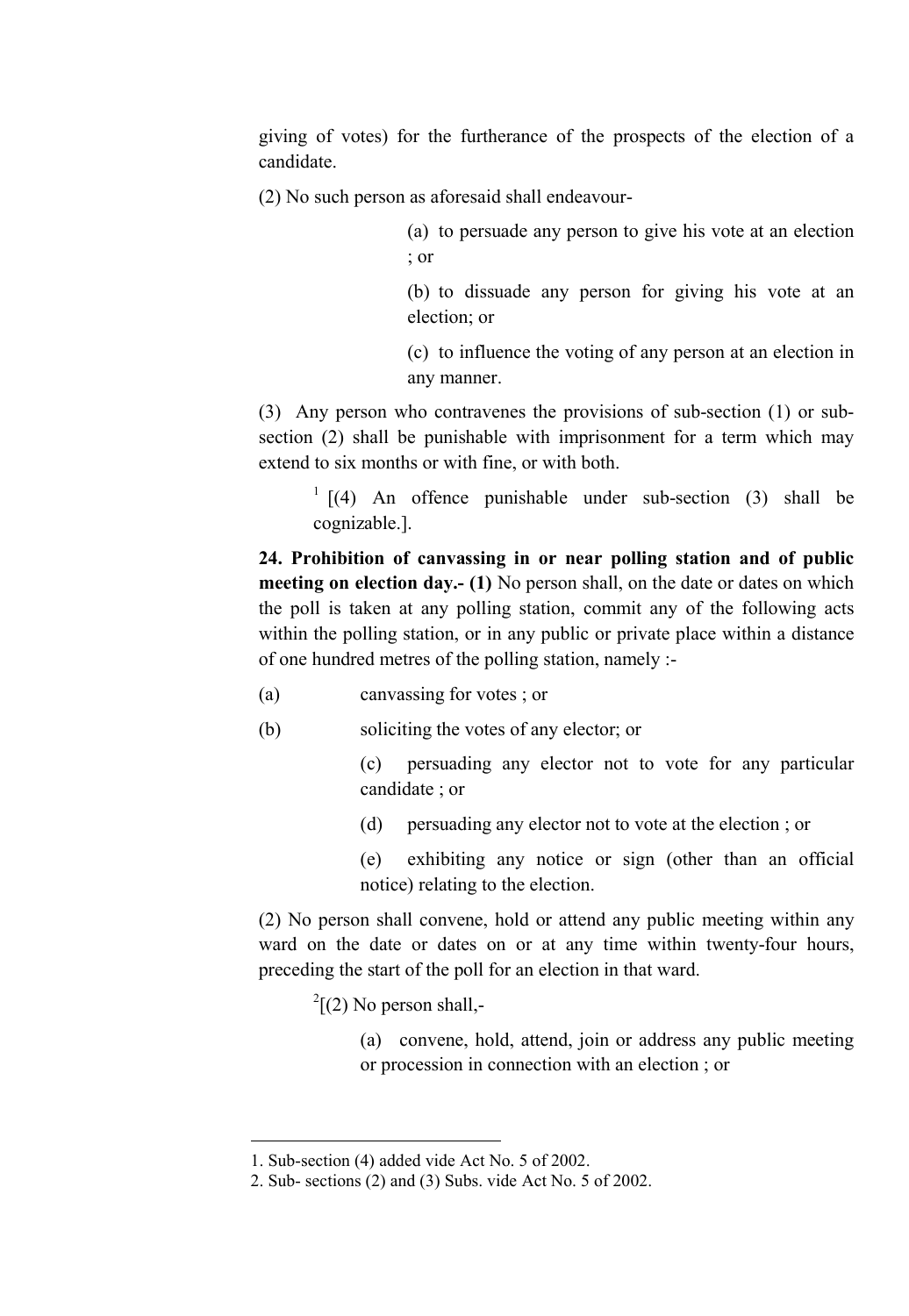giving of votes) for the furtherance of the prospects of the election of a candidate.

(2) No such person as aforesaid shall endeavour-

(a) to persuade any person to give his vote at an election ; or

(b) to dissuade any person for giving his vote at an election; or

(c) to influence the voting of any person at an election in any manner.

(3) Any person who contravenes the provisions of sub-section (1) or sub-section (2) shall be punishable with imprisonment for a term which may extend to six months or with fine, or with both.

[1] [(4) An offence punishable under sub-section (3) shall be cognizable.].

**24. Prohibition of canvassing in or near polling station and of public meeting on election day.- (1)** No person shall, on the date or dates on which the poll is taken at any polling station, commit any of the following acts within the polling station, or in any public or private place within a distance of one hundred metres of the polling station, namely :-

(a) canvassing for votes ; or

(b) soliciting the votes of any elector; or

(c) persuading any elector not to vote for any particular candidate ; or

(d) persuading any elector not to vote at the election ; or

(e) exhibiting any notice or sign (other than an official notice) relating to the election.

(2) No person shall convene, hold or attend any public meeting within any ward on the date or dates on or at any time within twenty-four hours, preceding the start of the poll for an election in that ward.

[2][(2) No person shall,-

(a) convene, hold, attend, join or address any public meeting or procession in connection with an election ; or

---

1. Sub-section (4) added vide Act No. 5 of 2002.
2. Sub- sections (2) and (3) Subs. vide Act No. 5 of 2002.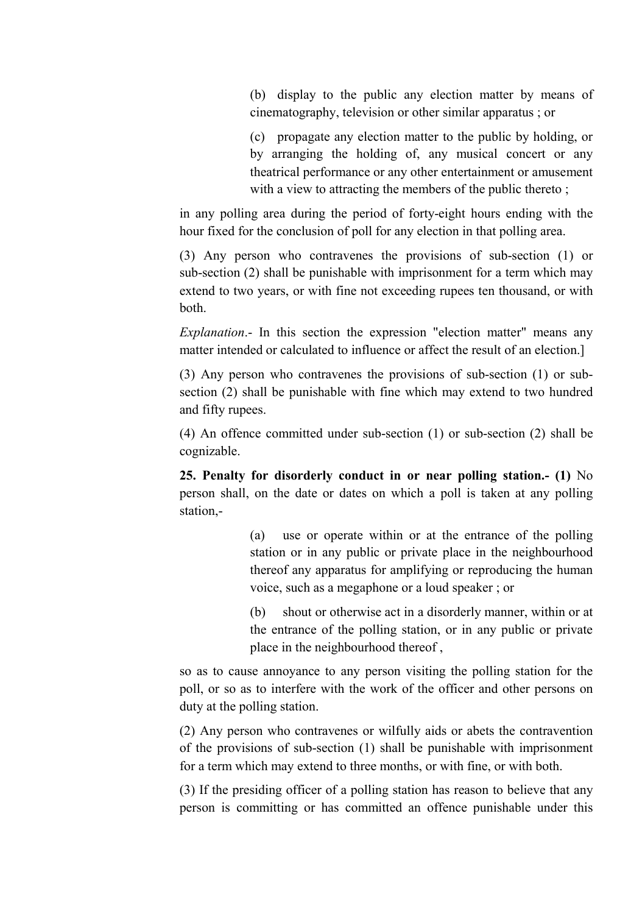(b) display to the public any election matter by means of cinematography, television or other similar apparatus ; or

(c) propagate any election matter to the public by holding, or by arranging the holding of, any musical concert or any theatrical performance or any other entertainment or amusement with a view to attracting the members of the public thereto ;

in any polling area during the period of forty-eight hours ending with the hour fixed for the conclusion of poll for any election in that polling area.

(3) Any person who contravenes the provisions of sub-section (1) or sub-section (2) shall be punishable with imprisonment for a term which may extend to two years, or with fine not exceeding rupees ten thousand, or with both.

*Explanation*.- In this section the expression "election matter" means any matter intended or calculated to influence or affect the result of an election.]

(3) Any person who contravenes the provisions of sub-section (1) or sub-section (2) shall be punishable with fine which may extend to two hundred and fifty rupees.

(4) An offence committed under sub-section (1) or sub-section (2) shall be cognizable.

**25. Penalty for disorderly conduct in or near polling station.- (1)** No person shall, on the date or dates on which a poll is taken at any polling station,-

(a) use or operate within or at the entrance of the polling station or in any public or private place in the neighbourhood thereof any apparatus for amplifying or reproducing the human voice, such as a megaphone or a loud speaker ; or

(b) shout or otherwise act in a disorderly manner, within or at the entrance of the polling station, or in any public or private place in the neighbourhood thereof ,

so as to cause annoyance to any person visiting the polling station for the poll, or so as to interfere with the work of the officer and other persons on duty at the polling station.

(2) Any person who contravenes or wilfully aids or abets the contravention of the provisions of sub-section (1) shall be punishable with imprisonment for a term which may extend to three months, or with fine, or with both.

(3) If the presiding officer of a polling station has reason to believe that any person is committing or has committed an offence punishable under this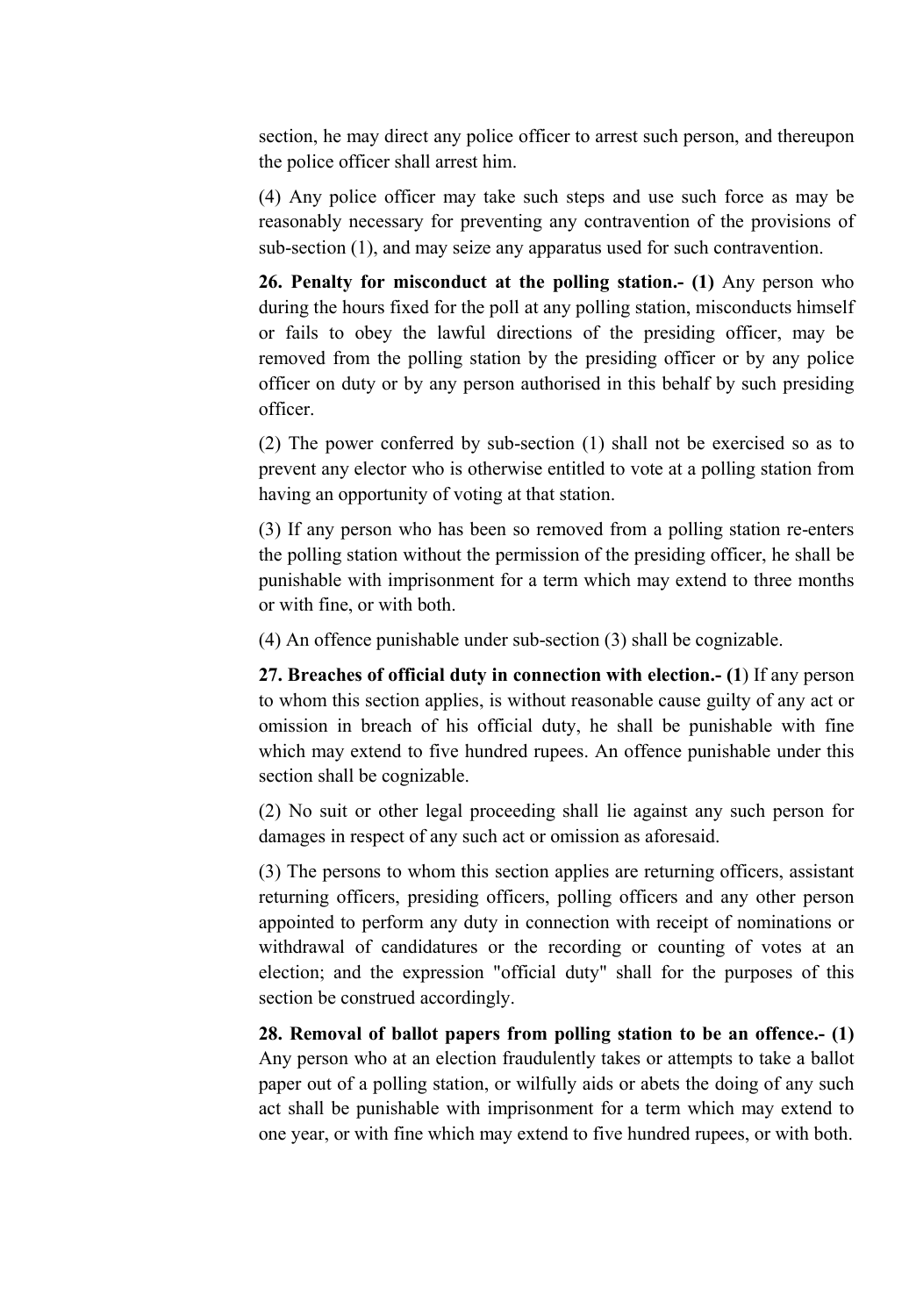section, he may direct any police officer to arrest such person, and thereupon the police officer shall arrest him.

(4) Any police officer may take such steps and use such force as may be reasonably necessary for preventing any contravention of the provisions of sub-section (1), and may seize any apparatus used for such contravention.

**26. Penalty for misconduct at the polling station.- (1)** Any person who during the hours fixed for the poll at any polling station, misconducts himself or fails to obey the lawful directions of the presiding officer, may be removed from the polling station by the presiding officer or by any police officer on duty or by any person authorised in this behalf by such presiding officer.

(2) The power conferred by sub-section (1) shall not be exercised so as to prevent any elector who is otherwise entitled to vote at a polling station from having an opportunity of voting at that station.

(3) If any person who has been so removed from a polling station re-enters the polling station without the permission of the presiding officer, he shall be punishable with imprisonment for a term which may extend to three months or with fine, or with both.

(4) An offence punishable under sub-section (3) shall be cognizable.

**27. Breaches of official duty in connection with election.- (1**) If any person to whom this section applies, is without reasonable cause guilty of any act or omission in breach of his official duty, he shall be punishable with fine which may extend to five hundred rupees. An offence punishable under this section shall be cognizable.

(2) No suit or other legal proceeding shall lie against any such person for damages in respect of any such act or omission as aforesaid.

(3) The persons to whom this section applies are returning officers, assistant returning officers, presiding officers, polling officers and any other person appointed to perform any duty in connection with receipt of nominations or withdrawal of candidatures or the recording or counting of votes at an election; and the expression "official duty" shall for the purposes of this section be construed accordingly.

**28. Removal of ballot papers from polling station to be an offence.- (1)** Any person who at an election fraudulently takes or attempts to take a ballot paper out of a polling station, or wilfully aids or abets the doing of any such act shall be punishable with imprisonment for a term which may extend to one year, or with fine which may extend to five hundred rupees, or with both.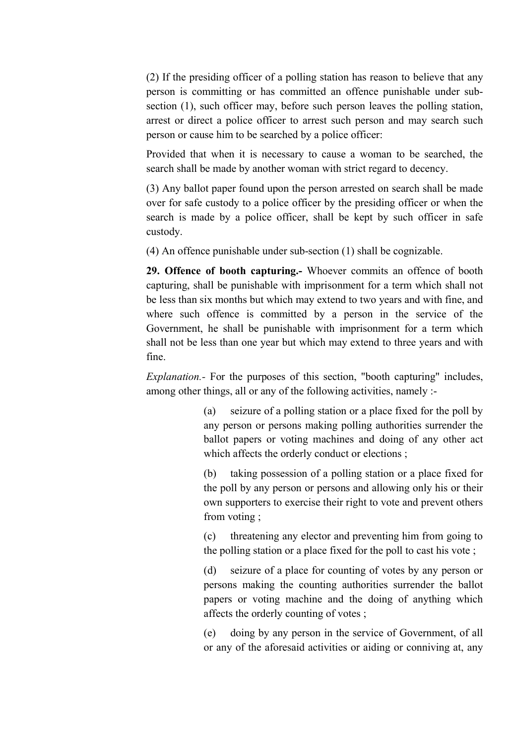(2) If the presiding officer of a polling station has reason to believe that any person is committing or has committed an offence punishable under sub-section (1), such officer may, before such person leaves the polling station, arrest or direct a police officer to arrest such person and may search such person or cause him to be searched by a police officer:

Provided that when it is necessary to cause a woman to be searched, the search shall be made by another woman with strict regard to decency.

(3) Any ballot paper found upon the person arrested on search shall be made over for safe custody to a police officer by the presiding officer or when the search is made by a police officer, shall be kept by such officer in safe custody.

(4) An offence punishable under sub-section (1) shall be cognizable.

**29. Offence of booth capturing.-** Whoever commits an offence of booth capturing, shall be punishable with imprisonment for a term which shall not be less than six months but which may extend to two years and with fine, and where such offence is committed by a person in the service of the Government, he shall be punishable with imprisonment for a term which shall not be less than one year but which may extend to three years and with fine.

*Explanation.-* For the purposes of this section, "booth capturing" includes, among other things, all or any of the following activities, namely :-

(a) seizure of a polling station or a place fixed for the poll by any person or persons making polling authorities surrender the ballot papers or voting machines and doing of any other act which affects the orderly conduct or elections ;

(b) taking possession of a polling station or a place fixed for the poll by any person or persons and allowing only his or their own supporters to exercise their right to vote and prevent others from voting ;

(c) threatening any elector and preventing him from going to the polling station or a place fixed for the poll to cast his vote ;

(d) seizure of a place for counting of votes by any person or persons making the counting authorities surrender the ballot papers or voting machine and the doing of anything which affects the orderly counting of votes ;

(e) doing by any person in the service of Government, of all or any of the aforesaid activities or aiding or conniving at, any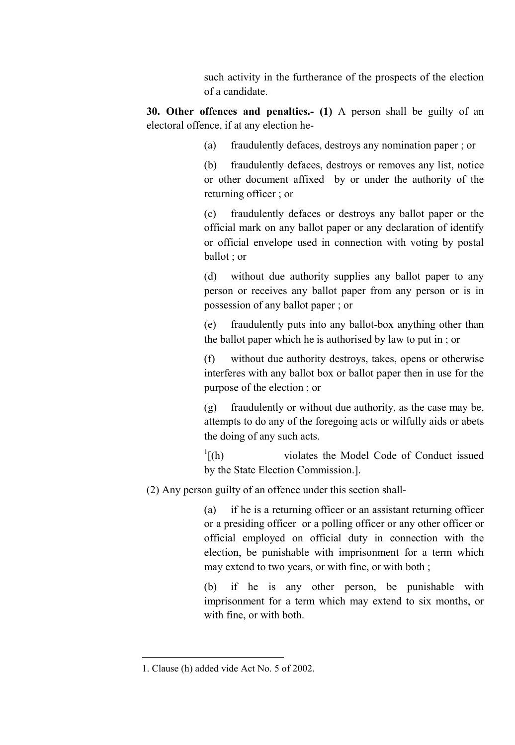such activity in the furtherance of the prospects of the election of a candidate.

**30. Other offences and penalties.- (1)** A person shall be guilty of an electoral offence, if at any election he-

(a) fraudulently defaces, destroys any nomination paper ; or

(b) fraudulently defaces, destroys or removes any list, notice or other document affixed by or under the authority of the returning officer ; or

(c) fraudulently defaces or destroys any ballot paper or the official mark on any ballot paper or any declaration of identify or official envelope used in connection with voting by postal ballot ; or

(d) without due authority supplies any ballot paper to any person or receives any ballot paper from any person or is in possession of any ballot paper ; or

(e) fraudulently puts into any ballot-box anything other than the ballot paper which he is authorised by law to put in ; or

(f) without due authority destroys, takes, opens or otherwise interferes with any ballot box or ballot paper then in use for the purpose of the election ; or

(g) fraudulently or without due authority, as the case may be, attempts to do any of the foregoing acts or wilfully aids or abets the doing of any such acts.

[1][(h) violates the Model Code of Conduct issued by the State Election Commission.].

(2) Any person guilty of an offence under this section shall-

(a) if he is a returning officer or an assistant returning officer or a presiding officer or a polling officer or any other officer or official employed on official duty in connection with the election, be punishable with imprisonment for a term which may extend to two years, or with fine, or with both ;

(b) if he is any other person, be punishable with imprisonment for a term which may extend to six months, or with fine, or with both.

---

1. Clause (h) added vide Act No. 5 of 2002.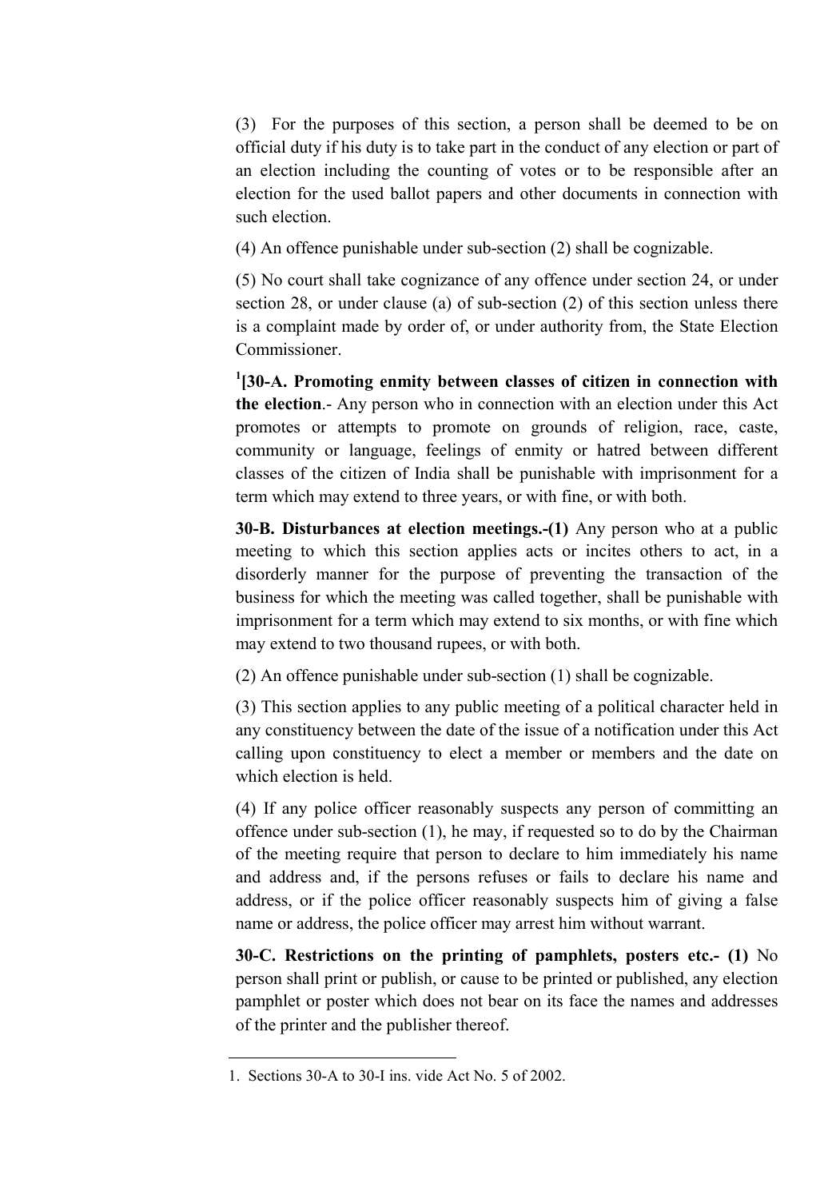(3) For the purposes of this section, a person shall be deemed to be on official duty if his duty is to take part in the conduct of any election or part of an election including the counting of votes or to be responsible after an election for the used ballot papers and other documents in connection with such election.

(4) An offence punishable under sub-section (2) shall be cognizable.

(5) No court shall take cognizance of any offence under section 24, or under section 28, or under clause (a) of sub-section (2) of this section unless there is a complaint made by order of, or under authority from, the State Election Commissioner.

[1][**30-A. Promoting enmity between classes of citizen in connection with the election**.- Any person who in connection with an election under this Act promotes or attempts to promote on grounds of religion, race, caste, community or language, feelings of enmity or hatred between different classes of the citizen of India shall be punishable with imprisonment for a term which may extend to three years, or with fine, or with both.

**30-B. Disturbances at election meetings.-(1)** Any person who at a public meeting to which this section applies acts or incites others to act, in a disorderly manner for the purpose of preventing the transaction of the business for which the meeting was called together, shall be punishable with imprisonment for a term which may extend to six months, or with fine which may extend to two thousand rupees, or with both.

(2) An offence punishable under sub-section (1) shall be cognizable.

(3) This section applies to any public meeting of a political character held in any constituency between the date of the issue of a notification under this Act calling upon constituency to elect a member or members and the date on which election is held.

(4) If any police officer reasonably suspects any person of committing an offence under sub-section (1), he may, if requested so to do by the Chairman of the meeting require that person to declare to him immediately his name and address and, if the persons refuses or fails to declare his name and address, or if the police officer reasonably suspects him of giving a false name or address, the police officer may arrest him without warrant.

**30-C. Restrictions on the printing of pamphlets, posters etc.- (1)** No person shall print or publish, or cause to be printed or published, any election pamphlet or poster which does not bear on its face the names and addresses of the printer and the publisher thereof.

---

1. Sections 30-A to 30-I ins. vide Act No. 5 of 2002.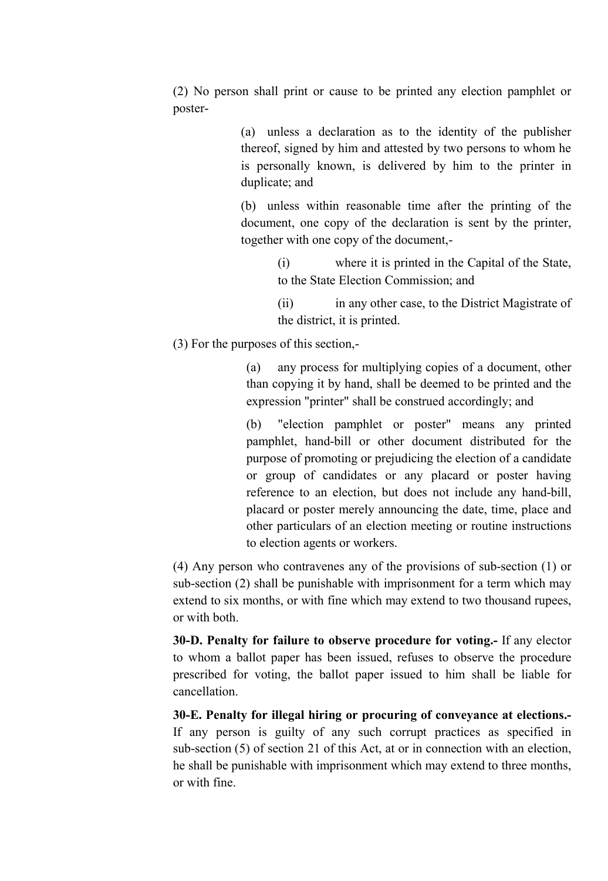(2) No person shall print or cause to be printed any election pamphlet or poster-

> (a) unless a declaration as to the identity of the publisher thereof, signed by him and attested by two persons to whom he is personally known, is delivered by him to the printer in duplicate; and
>
> (b) unless within reasonable time after the printing of the document, one copy of the declaration is sent by the printer, together with one copy of the document,-
>
> > (i) where it is printed in the Capital of the State, to the State Election Commission; and
> >
> > (ii) in any other case, to the District Magistrate of the district, it is printed.

(3) For the purposes of this section,-

> (a) any process for multiplying copies of a document, other than copying it by hand, shall be deemed to be printed and the expression "printer" shall be construed accordingly; and
>
> (b) "election pamphlet or poster" means any printed pamphlet, hand-bill or other document distributed for the purpose of promoting or prejudicing the election of a candidate or group of candidates or any placard or poster having reference to an election, but does not include any hand-bill, placard or poster merely announcing the date, time, place and other particulars of an election meeting or routine instructions to election agents or workers.

(4) Any person who contravenes any of the provisions of sub-section (1) or sub-section (2) shall be punishable with imprisonment for a term which may extend to six months, or with fine which may extend to two thousand rupees, or with both.

**30-D. Penalty for failure to observe procedure for voting.-** If any elector to whom a ballot paper has been issued, refuses to observe the procedure prescribed for voting, the ballot paper issued to him shall be liable for cancellation.

**30-E. Penalty for illegal hiring or procuring of conveyance at elections.-** If any person is guilty of any such corrupt practices as specified in sub-section (5) of section 21 of this Act, at or in connection with an election, he shall be punishable with imprisonment which may extend to three months, or with fine.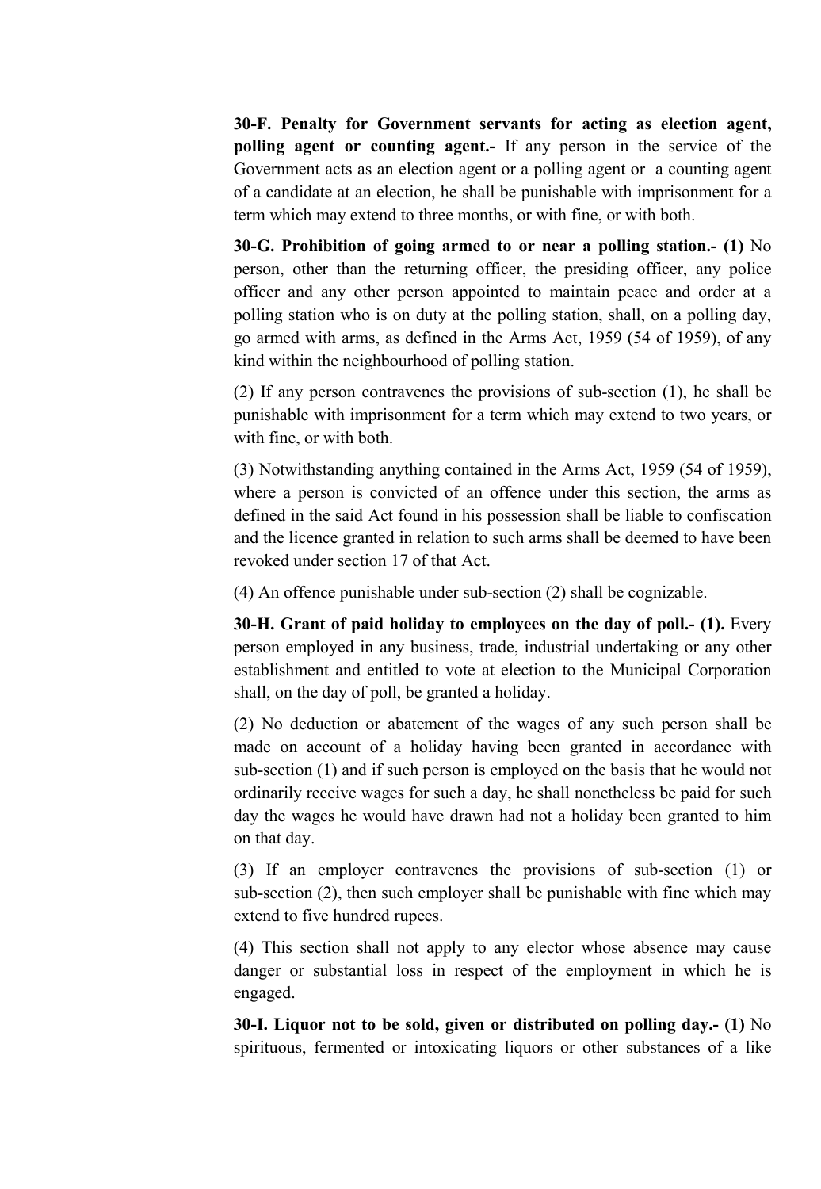**30-F. Penalty for Government servants for acting as election agent, polling agent or counting agent.-** If any person in the service of the Government acts as an election agent or a polling agent or a counting agent of a candidate at an election, he shall be punishable with imprisonment for a term which may extend to three months, or with fine, or with both.

**30-G. Prohibition of going armed to or near a polling station.- (1)** No person, other than the returning officer, the presiding officer, any police officer and any other person appointed to maintain peace and order at a polling station who is on duty at the polling station, shall, on a polling day, go armed with arms, as defined in the Arms Act, 1959 (54 of 1959), of any kind within the neighbourhood of polling station.

(2) If any person contravenes the provisions of sub-section (1), he shall be punishable with imprisonment for a term which may extend to two years, or with fine, or with both.

(3) Notwithstanding anything contained in the Arms Act, 1959 (54 of 1959), where a person is convicted of an offence under this section, the arms as defined in the said Act found in his possession shall be liable to confiscation and the licence granted in relation to such arms shall be deemed to have been revoked under section 17 of that Act.

(4) An offence punishable under sub-section (2) shall be cognizable.

**30-H. Grant of paid holiday to employees on the day of poll.- (1).** Every person employed in any business, trade, industrial undertaking or any other establishment and entitled to vote at election to the Municipal Corporation shall, on the day of poll, be granted a holiday.

(2) No deduction or abatement of the wages of any such person shall be made on account of a holiday having been granted in accordance with sub-section (1) and if such person is employed on the basis that he would not ordinarily receive wages for such a day, he shall nonetheless be paid for such day the wages he would have drawn had not a holiday been granted to him on that day.

(3) If an employer contravenes the provisions of sub-section (1) or sub-section (2), then such employer shall be punishable with fine which may extend to five hundred rupees.

(4) This section shall not apply to any elector whose absence may cause danger or substantial loss in respect of the employment in which he is engaged.

**30-I. Liquor not to be sold, given or distributed on polling day.- (1)** No spirituous, fermented or intoxicating liquors or other substances of a like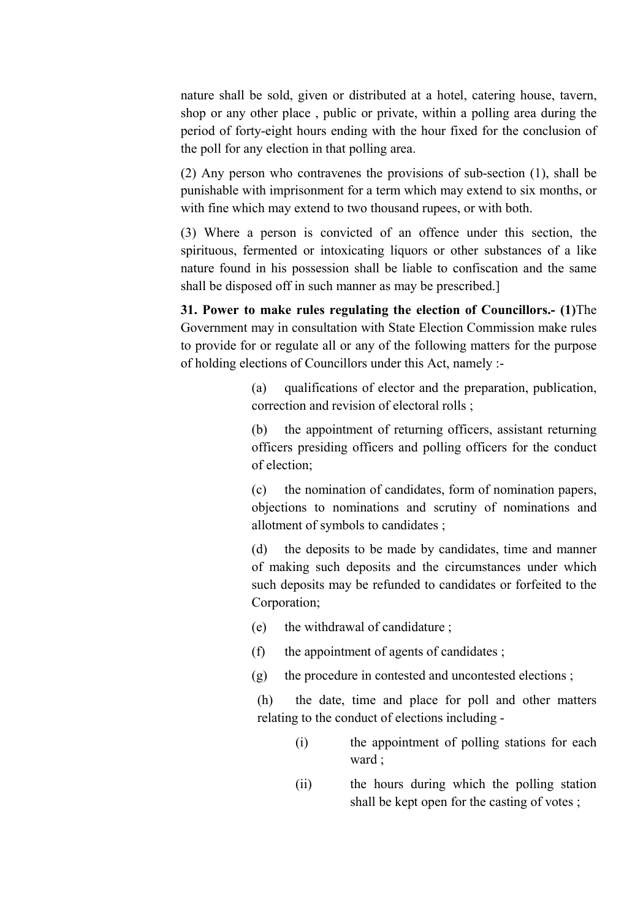nature shall be sold, given or distributed at a hotel, catering house, tavern, shop or any other place , public or private, within a polling area during the period of forty-eight hours ending with the hour fixed for the conclusion of the poll for any election in that polling area.

(2) Any person who contravenes the provisions of sub-section (1), shall be punishable with imprisonment for a term which may extend to six months, or with fine which may extend to two thousand rupees, or with both.

(3) Where a person is convicted of an offence under this section, the spirituous, fermented or intoxicating liquors or other substances of a like nature found in his possession shall be liable to confiscation and the same shall be disposed off in such manner as may be prescribed.]

**31. Power to make rules regulating the election of Councillors.- (1)**The Government may in consultation with State Election Commission make rules to provide for or regulate all or any of the following matters for the purpose of holding elections of Councillors under this Act, namely :-

(a) qualifications of elector and the preparation, publication, correction and revision of electoral rolls ;

(b) the appointment of returning officers, assistant returning officers presiding officers and polling officers for the conduct of election;

(c) the nomination of candidates, form of nomination papers, objections to nominations and scrutiny of nominations and allotment of symbols to candidates ;

(d) the deposits to be made by candidates, time and manner of making such deposits and the circumstances under which such deposits may be refunded to candidates or forfeited to the Corporation;

(e) the withdrawal of candidature ;

(f) the appointment of agents of candidates ;

(g) the procedure in contested and uncontested elections ;

(h) the date, time and place for poll and other matters relating to the conduct of elections including -

(i) the appointment of polling stations for each ward ;

(ii) the hours during which the polling station shall be kept open for the casting of votes ;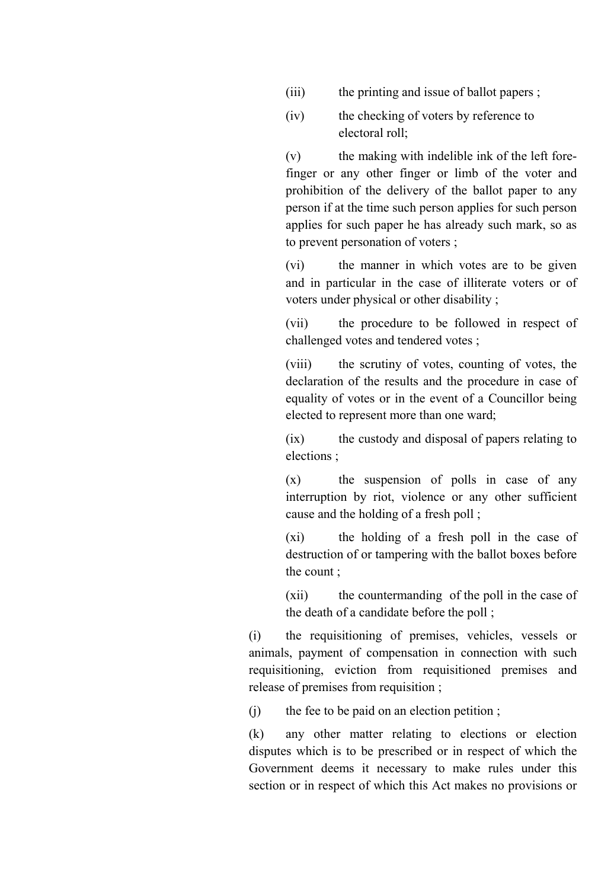(iii) the printing and issue of ballot papers ;

(iv) the checking of voters by reference to electoral roll;

(v) the making with indelible ink of the left fore-finger or any other finger or limb of the voter and prohibition of the delivery of the ballot paper to any person if at the time such person applies for such person applies for such paper he has already such mark, so as to prevent personation of voters ;

(vi) the manner in which votes are to be given and in particular in the case of illiterate voters or of voters under physical or other disability ;

(vii) the procedure to be followed in respect of challenged votes and tendered votes ;

(viii) the scrutiny of votes, counting of votes, the declaration of the results and the procedure in case of equality of votes or in the event of a Councillor being elected to represent more than one ward;

(ix) the custody and disposal of papers relating to elections ;

(x) the suspension of polls in case of any interruption by riot, violence or any other sufficient cause and the holding of a fresh poll ;

(xi) the holding of a fresh poll in the case of destruction of or tampering with the ballot boxes before the count ;

(xii) the countermanding of the poll in the case of the death of a candidate before the poll ;

(i) the requisitioning of premises, vehicles, vessels or animals, payment of compensation in connection with such requisitioning, eviction from requisitioned premises and release of premises from requisition ;

(j) the fee to be paid on an election petition ;

(k) any other matter relating to elections or election disputes which is to be prescribed or in respect of which the Government deems it necessary to make rules under this section or in respect of which this Act makes no provisions or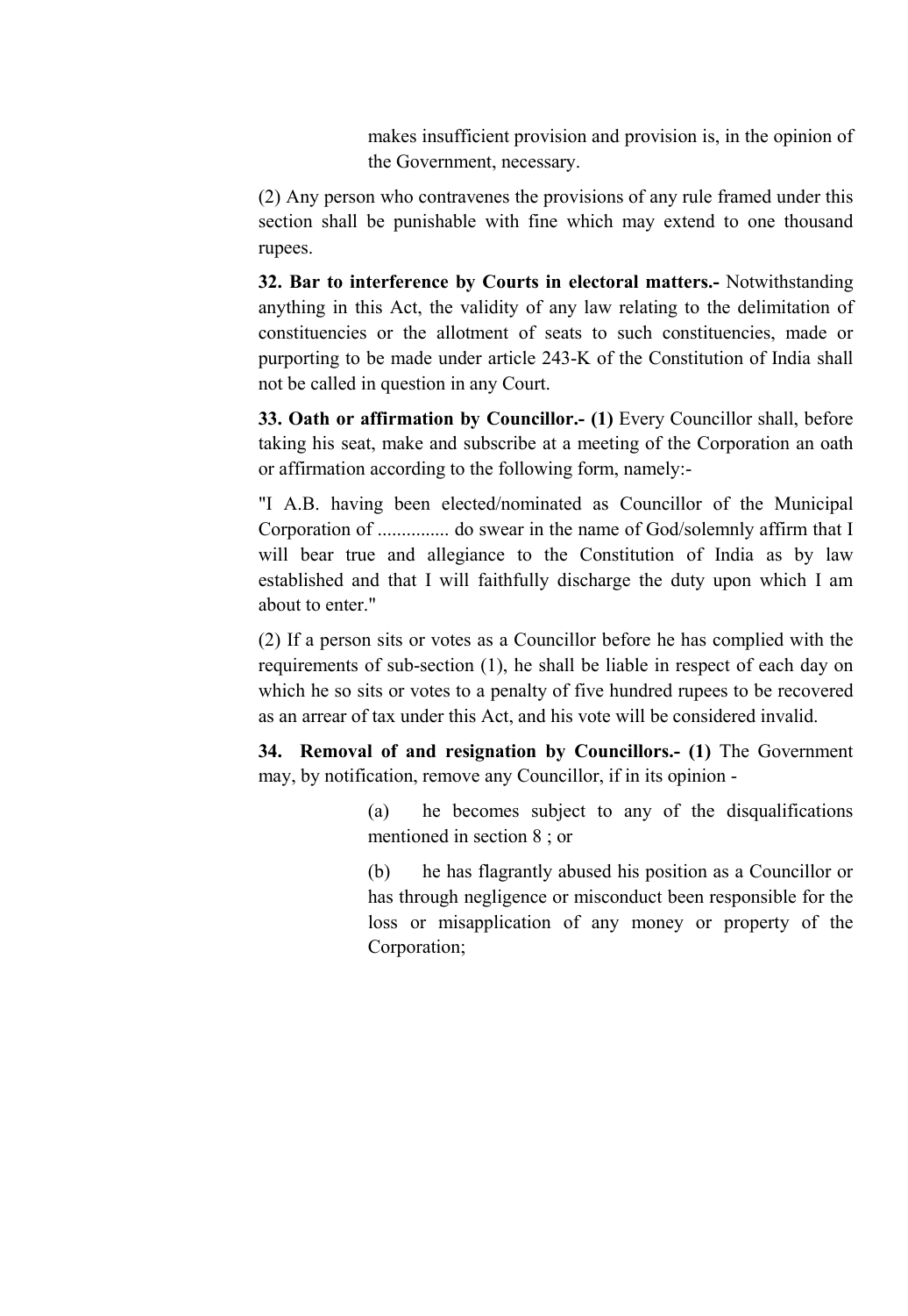makes insufficient provision and provision is, in the opinion of the Government, necessary.

(2) Any person who contravenes the provisions of any rule framed under this section shall be punishable with fine which may extend to one thousand rupees.

**32. Bar to interference by Courts in electoral matters.-** Notwithstanding anything in this Act, the validity of any law relating to the delimitation of constituencies or the allotment of seats to such constituencies, made or purporting to be made under article 243-K of the Constitution of India shall not be called in question in any Court.

**33. Oath or affirmation by Councillor.- (1)** Every Councillor shall, before taking his seat, make and subscribe at a meeting of the Corporation an oath or affirmation according to the following form, namely:-

"I A.B. having been elected/nominated as Councillor of the Municipal Corporation of ............... do swear in the name of God/solemnly affirm that I will bear true and allegiance to the Constitution of India as by law established and that I will faithfully discharge the duty upon which I am about to enter."

(2) If a person sits or votes as a Councillor before he has complied with the requirements of sub-section (1), he shall be liable in respect of each day on which he so sits or votes to a penalty of five hundred rupees to be recovered as an arrear of tax under this Act, and his vote will be considered invalid.

**34. Removal of and resignation by Councillors.- (1)** The Government may, by notification, remove any Councillor, if in its opinion -

(a) he becomes subject to any of the disqualifications mentioned in section 8 ; or

(b) he has flagrantly abused his position as a Councillor or has through negligence or misconduct been responsible for the loss or misapplication of any money or property of the Corporation;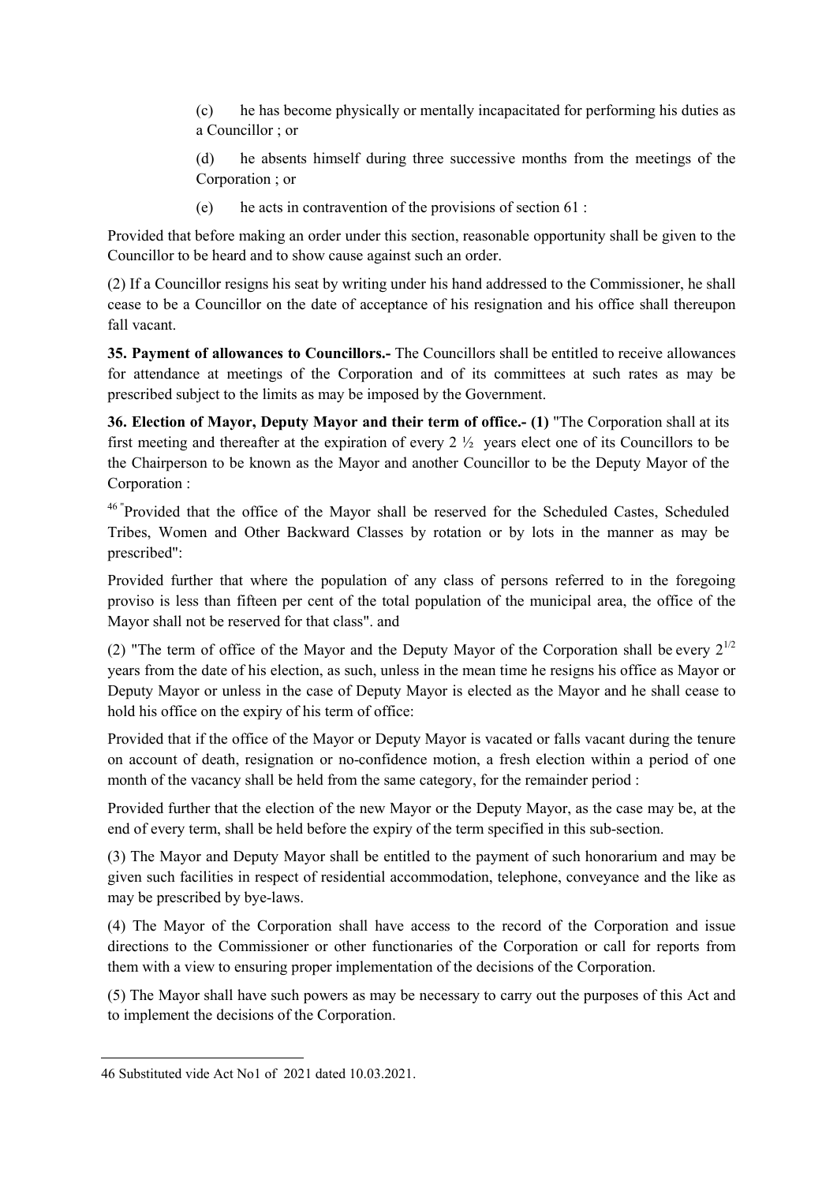(c) he has become physically or mentally incapacitated for performing his duties as a Councillor ; or

(d) he absents himself during three successive months from the meetings of the Corporation ; or

(e) he acts in contravention of the provisions of section 61 :

Provided that before making an order under this section, reasonable opportunity shall be given to the Councillor to be heard and to show cause against such an order.

(2) If a Councillor resigns his seat by writing under his hand addressed to the Commissioner, he shall cease to be a Councillor on the date of acceptance of his resignation and his office shall thereupon fall vacant.

**35. Payment of allowances to Councillors.-** The Councillors shall be entitled to receive allowances for attendance at meetings of the Corporation and of its committees at such rates as may be prescribed subject to the limits as may be imposed by the Government.

**36. Election of Mayor, Deputy Mayor and their term of office.- (1)** "The Corporation shall at its first meeting and thereafter at the expiration of every 2 ½ years elect one of its Councillors to be the Chairperson to be known as the Mayor and another Councillor to be the Deputy Mayor of the Corporation :

[46] "Provided that the office of the Mayor shall be reserved for the Scheduled Castes, Scheduled Tribes, Women and Other Backward Classes by rotation or by lots in the manner as may be prescribed":

Provided further that where the population of any class of persons referred to in the foregoing proviso is less than fifteen per cent of the total population of the municipal area, the office of the Mayor shall not be reserved for that class". and

(2) "The term of office of the Mayor and the Deputy Mayor of the Corporation shall be every $2^{1/2}$ years from the date of his election, as such, unless in the mean time he resigns his office as Mayor or Deputy Mayor or unless in the case of Deputy Mayor is elected as the Mayor and he shall cease to hold his office on the expiry of his term of office:

Provided that if the office of the Mayor or Deputy Mayor is vacated or falls vacant during the tenure on account of death, resignation or no-confidence motion, a fresh election within a period of one month of the vacancy shall be held from the same category, for the remainder period :

Provided further that the election of the new Mayor or the Deputy Mayor, as the case may be, at the end of every term, shall be held before the expiry of the term specified in this sub-section.

(3) The Mayor and Deputy Mayor shall be entitled to the payment of such honorarium and may be given such facilities in respect of residential accommodation, telephone, conveyance and the like as may be prescribed by bye-laws.

(4) The Mayor of the Corporation shall have access to the record of the Corporation and issue directions to the Commissioner or other functionaries of the Corporation or call for reports from them with a view to ensuring proper implementation of the decisions of the Corporation.

(5) The Mayor shall have such powers as may be necessary to carry out the purposes of this Act and to implement the decisions of the Corporation.

---

46 Substituted vide Act No1 of 2021 dated 10.03.2021.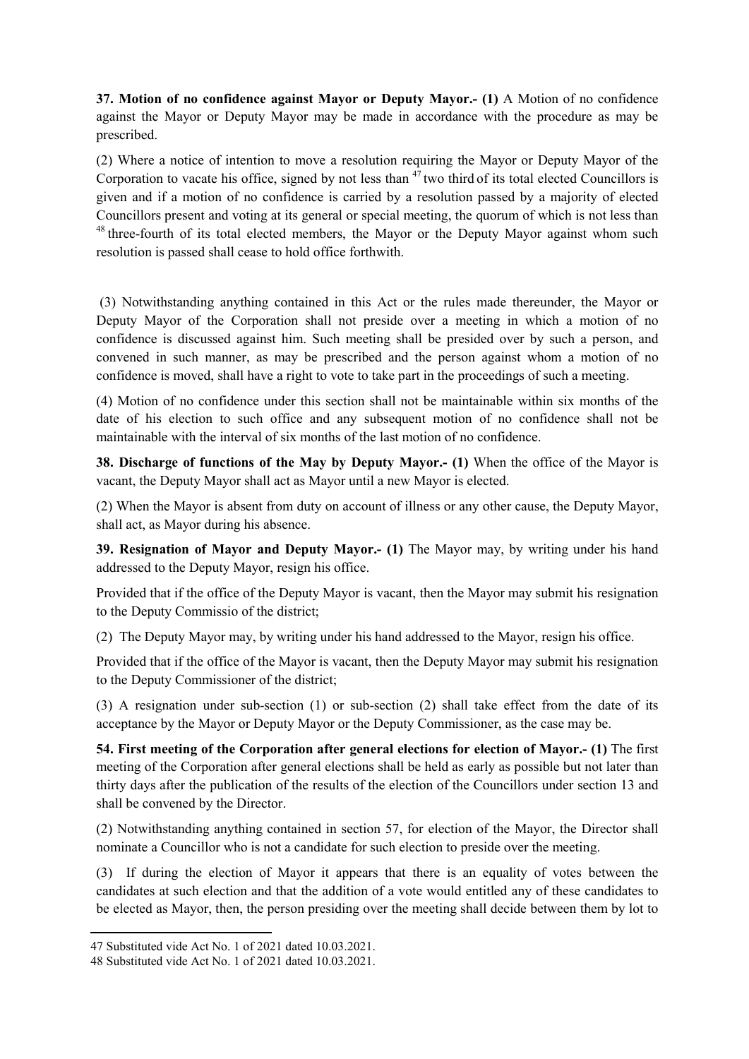**37. Motion of no confidence against Mayor or Deputy Mayor.- (1)** A Motion of no confidence against the Mayor or Deputy Mayor may be made in accordance with the procedure as may be prescribed.

(2) Where a notice of intention to move a resolution requiring the Mayor or Deputy Mayor of the Corporation to vacate his office, signed by not less than [47] two third of its total elected Councillors is given and if a motion of no confidence is carried by a resolution passed by a majority of elected Councillors present and voting at its general or special meeting, the quorum of which is not less than [48] three-fourth of its total elected members, the Mayor or the Deputy Mayor against whom such resolution is passed shall cease to hold office forthwith.

(3) Notwithstanding anything contained in this Act or the rules made thereunder, the Mayor or Deputy Mayor of the Corporation shall not preside over a meeting in which a motion of no confidence is discussed against him. Such meeting shall be presided over by such a person, and convened in such manner, as may be prescribed and the person against whom a motion of no confidence is moved, shall have a right to vote to take part in the proceedings of such a meeting.

(4) Motion of no confidence under this section shall not be maintainable within six months of the date of his election to such office and any subsequent motion of no confidence shall not be maintainable with the interval of six months of the last motion of no confidence.

**38. Discharge of functions of the May by Deputy Mayor.- (1)** When the office of the Mayor is vacant, the Deputy Mayor shall act as Mayor until a new Mayor is elected.

(2) When the Mayor is absent from duty on account of illness or any other cause, the Deputy Mayor, shall act, as Mayor during his absence.

**39. Resignation of Mayor and Deputy Mayor.- (1)** The Mayor may, by writing under his hand addressed to the Deputy Mayor, resign his office.

Provided that if the office of the Deputy Mayor is vacant, then the Mayor may submit his resignation to the Deputy Commissio of the district;

(2) The Deputy Mayor may, by writing under his hand addressed to the Mayor, resign his office.

Provided that if the office of the Mayor is vacant, then the Deputy Mayor may submit his resignation to the Deputy Commissioner of the district;

(3) A resignation under sub-section (1) or sub-section (2) shall take effect from the date of its acceptance by the Mayor or Deputy Mayor or the Deputy Commissioner, as the case may be.

**54. First meeting of the Corporation after general elections for election of Mayor.- (1)** The first meeting of the Corporation after general elections shall be held as early as possible but not later than thirty days after the publication of the results of the election of the Councillors under section 13 and shall be convened by the Director.

(2) Notwithstanding anything contained in section 57, for election of the Mayor, the Director shall nominate a Councillor who is not a candidate for such election to preside over the meeting.

(3) If during the election of Mayor it appears that there is an equality of votes between the candidates at such election and that the addition of a vote would entitled any of these candidates to be elected as Mayor, then, the person presiding over the meeting shall decide between them by lot to

---

47 Substituted vide Act No. 1 of 2021 dated 10.03.2021.

48 Substituted vide Act No. 1 of 2021 dated 10.03.2021.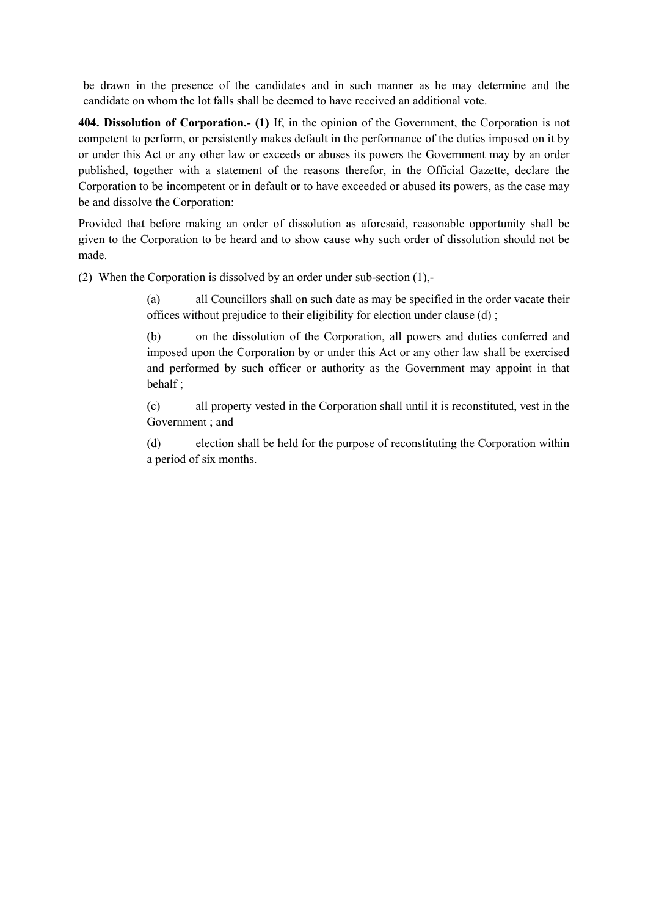be drawn in the presence of the candidates and in such manner as he may determine and the candidate on whom the lot falls shall be deemed to have received an additional vote.

**404. Dissolution of Corporation.- (1)** If, in the opinion of the Government, the Corporation is not competent to perform, or persistently makes default in the performance of the duties imposed on it by or under this Act or any other law or exceeds or abuses its powers the Government may by an order published, together with a statement of the reasons therefor, in the Official Gazette, declare the Corporation to be incompetent or in default or to have exceeded or abused its powers, as the case may be and dissolve the Corporation:

Provided that before making an order of dissolution as aforesaid, reasonable opportunity shall be given to the Corporation to be heard and to show cause why such order of dissolution should not be made.

(2) When the Corporation is dissolved by an order under sub-section (1),-

(a) all Councillors shall on such date as may be specified in the order vacate their offices without prejudice to their eligibility for election under clause (d) ;

(b) on the dissolution of the Corporation, all powers and duties conferred and imposed upon the Corporation by or under this Act or any other law shall be exercised and performed by such officer or authority as the Government may appoint in that behalf ;

(c) all property vested in the Corporation shall until it is reconstituted, vest in the Government ; and

(d) election shall be held for the purpose of reconstituting the Corporation within a period of six months.